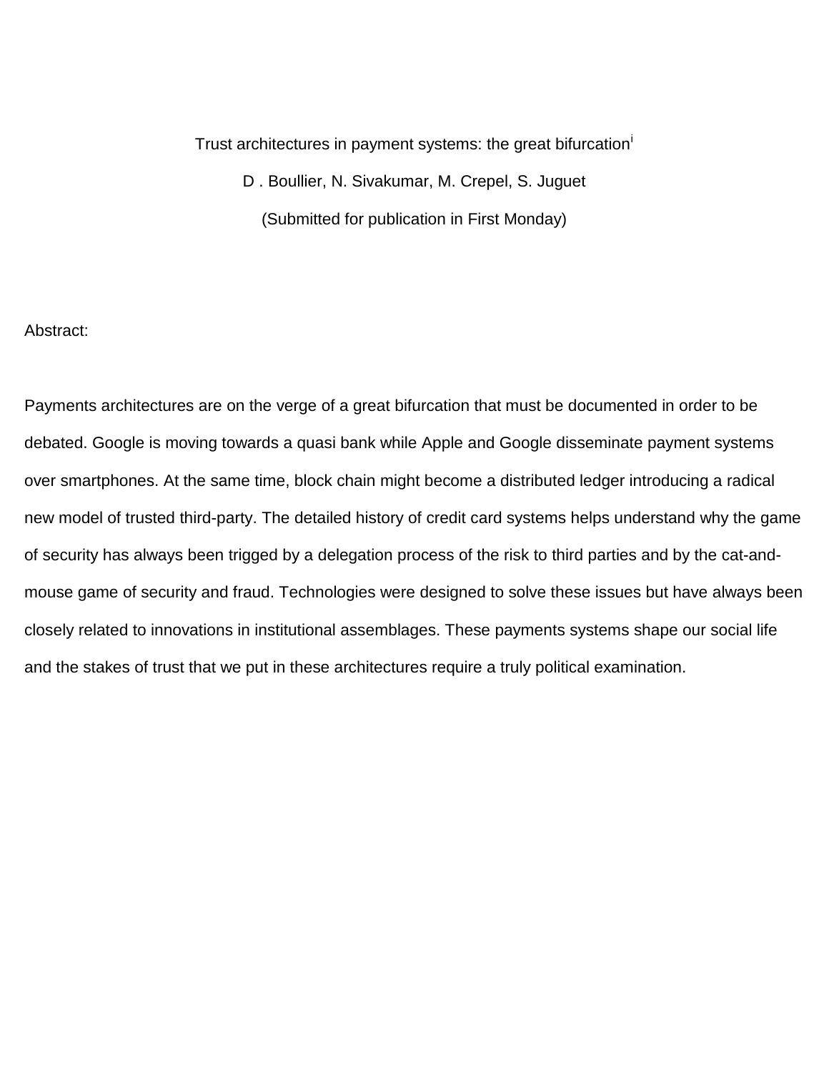# Trust architectures in payment systems: the great bifurcation[i]

D . Boullier, N. Sivakumar, M. Crepel, S. Juguet

(Submitted for publication in First Monday)

Abstract:

Payments architectures are on the verge of a great bifurcation that must be documented in order to be debated. Google is moving towards a quasi bank while Apple and Google disseminate payment systems over smartphones. At the same time, block chain might become a distributed ledger introducing a radical new model of trusted third-party. The detailed history of credit card systems helps understand why the game of security has always been trigged by a delegation process of the risk to third parties and by the cat-and-mouse game of security and fraud. Technologies were designed to solve these issues but have always been closely related to innovations in institutional assemblages. These payments systems shape our social life and the stakes of trust that we put in these architectures require a truly political examination.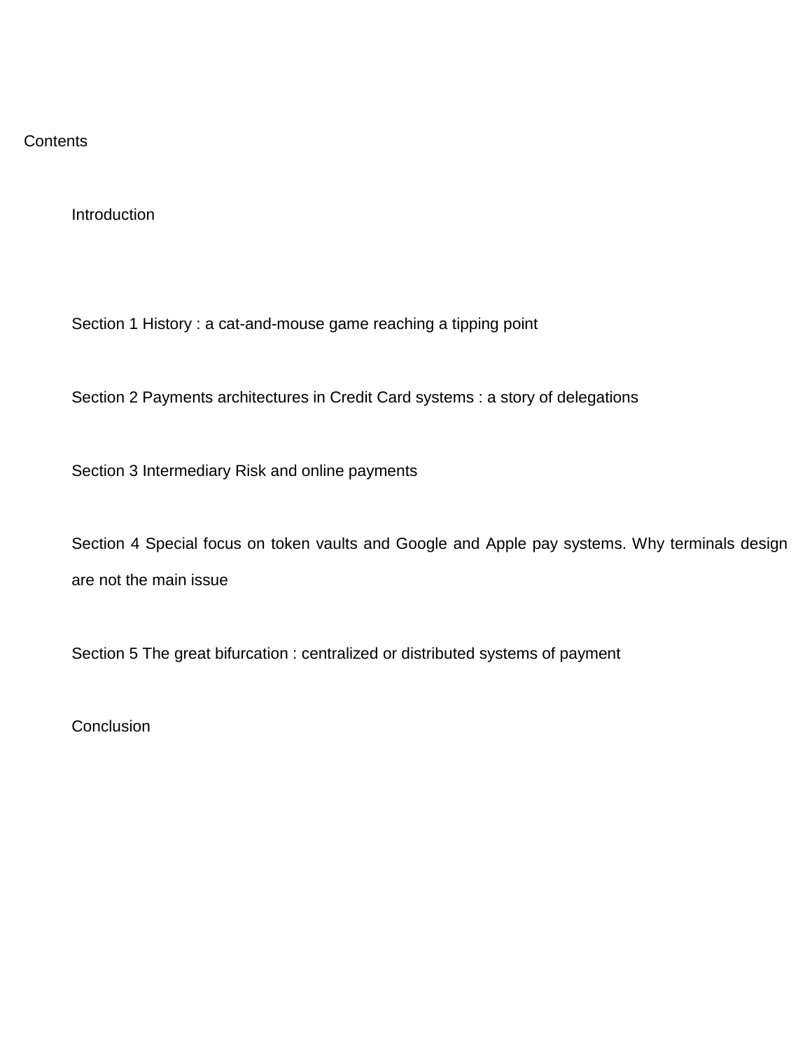Contents

Introduction

Section 1 History : a cat-and-mouse game reaching a tipping point

Section 2 Payments architectures in Credit Card systems : a story of delegations

Section 3 Intermediary Risk and online payments

Section 4 Special focus on token vaults and Google and Apple pay systems. Why terminals design are not the main issue

Section 5 The great bifurcation : centralized or distributed systems of payment

Conclusion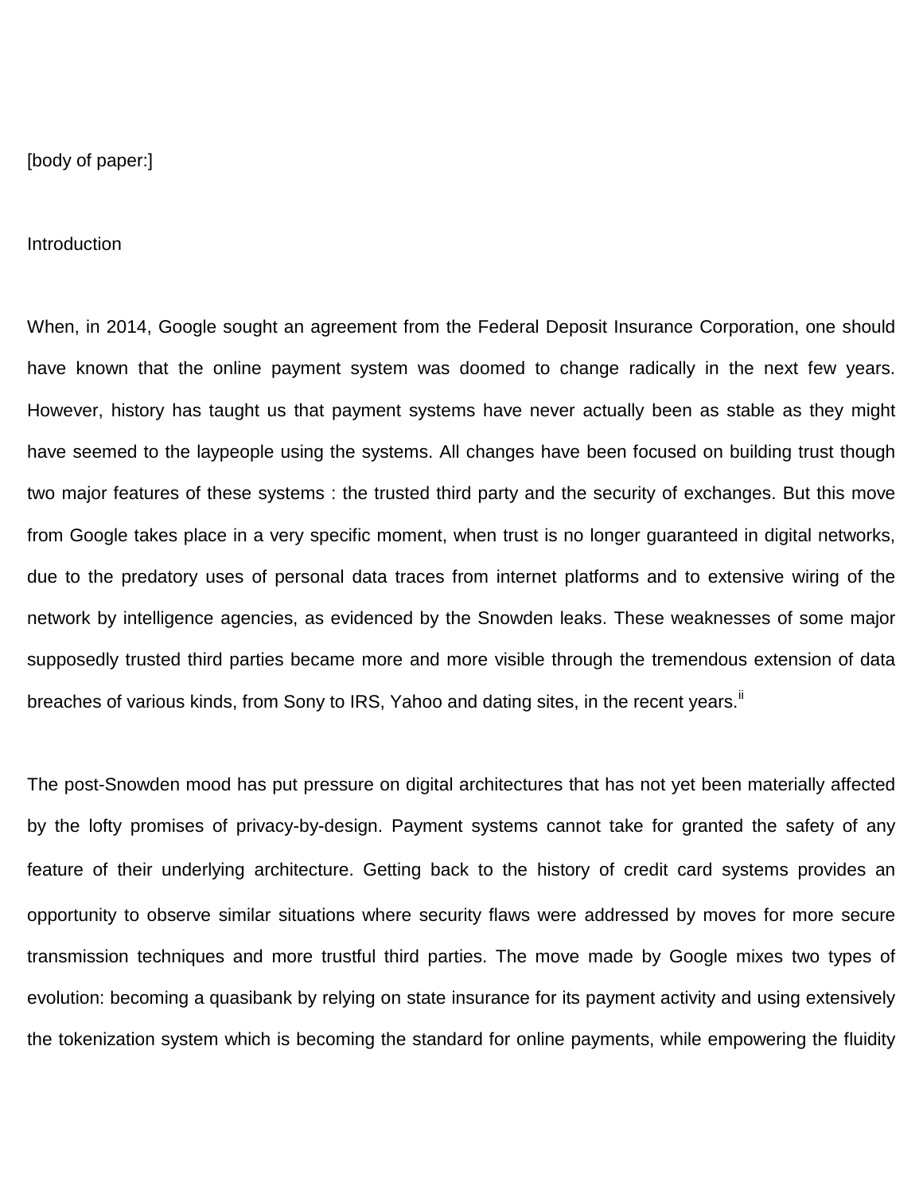[body of paper:]

## Introduction

When, in 2014, Google sought an agreement from the Federal Deposit Insurance Corporation, one should have known that the online payment system was doomed to change radically in the next few years. However, history has taught us that payment systems have never actually been as stable as they might have seemed to the laypeople using the systems. All changes have been focused on building trust though two major features of these systems : the trusted third party and the security of exchanges. But this move from Google takes place in a very specific moment, when trust is no longer guaranteed in digital networks, due to the predatory uses of personal data traces from internet platforms and to extensive wiring of the network by intelligence agencies, as evidenced by the Snowden leaks. These weaknesses of some major supposedly trusted third parties became more and more visible through the tremendous extension of data breaches of various kinds, from Sony to IRS, Yahoo and dating sites, in the recent years.[ii]

The post-Snowden mood has put pressure on digital architectures that has not yet been materially affected by the lofty promises of privacy-by-design. Payment systems cannot take for granted the safety of any feature of their underlying architecture. Getting back to the history of credit card systems provides an opportunity to observe similar situations where security flaws were addressed by moves for more secure transmission techniques and more trustful third parties. The move made by Google mixes two types of evolution: becoming a quasibank by relying on state insurance for its payment activity and using extensively the tokenization system which is becoming the standard for online payments, while empowering the fluidity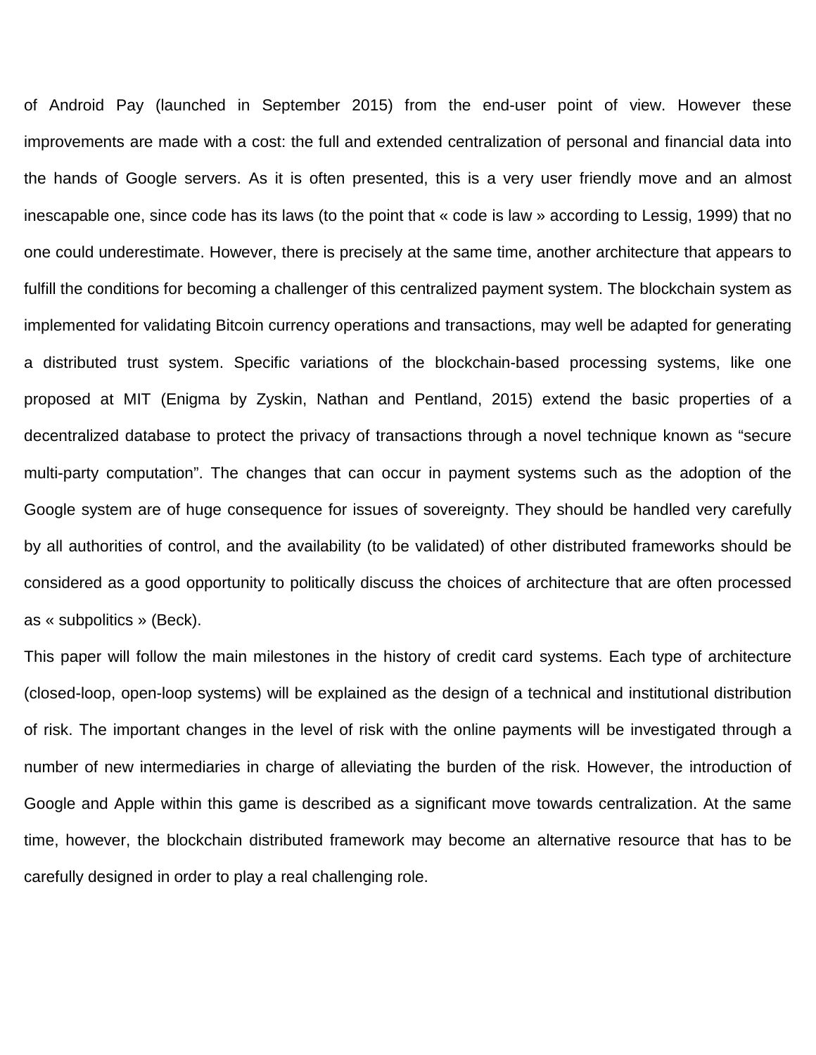of Android Pay (launched in September 2015) from the end-user point of view. However these improvements are made with a cost: the full and extended centralization of personal and financial data into the hands of Google servers. As it is often presented, this is a very user friendly move and an almost inescapable one, since code has its laws (to the point that « code is law » according to Lessig, 1999) that no one could underestimate. However, there is precisely at the same time, another architecture that appears to fulfill the conditions for becoming a challenger of this centralized payment system. The blockchain system as implemented for validating Bitcoin currency operations and transactions, may well be adapted for generating a distributed trust system. Specific variations of the blockchain-based processing systems, like one proposed at MIT (Enigma by Zyskin, Nathan and Pentland, 2015) extend the basic properties of a decentralized database to protect the privacy of transactions through a novel technique known as "secure multi-party computation". The changes that can occur in payment systems such as the adoption of the Google system are of huge consequence for issues of sovereignty. They should be handled very carefully by all authorities of control, and the availability (to be validated) of other distributed frameworks should be considered as a good opportunity to politically discuss the choices of architecture that are often processed as « subpolitics » (Beck).

This paper will follow the main milestones in the history of credit card systems. Each type of architecture (closed-loop, open-loop systems) will be explained as the design of a technical and institutional distribution of risk. The important changes in the level of risk with the online payments will be investigated through a number of new intermediaries in charge of alleviating the burden of the risk. However, the introduction of Google and Apple within this game is described as a significant move towards centralization. At the same time, however, the blockchain distributed framework may become an alternative resource that has to be carefully designed in order to play a real challenging role.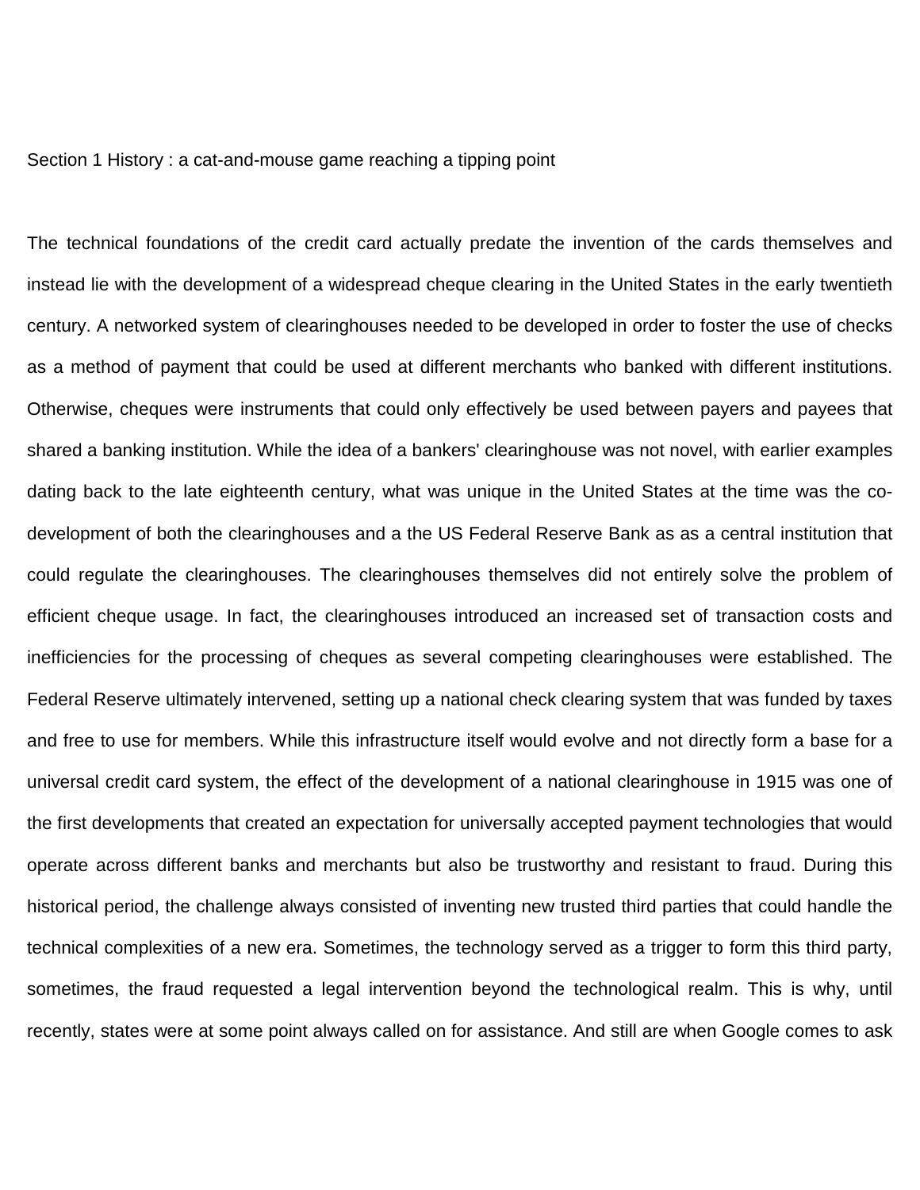## Section 1 History : a cat-and-mouse game reaching a tipping point

The technical foundations of the credit card actually predate the invention of the cards themselves and instead lie with the development of a widespread cheque clearing in the United States in the early twentieth century. A networked system of clearinghouses needed to be developed in order to foster the use of checks as a method of payment that could be used at different merchants who banked with different institutions. Otherwise, cheques were instruments that could only effectively be used between payers and payees that shared a banking institution. While the idea of a bankers' clearinghouse was not novel, with earlier examples dating back to the late eighteenth century, what was unique in the United States at the time was the co-development of both the clearinghouses and a the US Federal Reserve Bank as as a central institution that could regulate the clearinghouses. The clearinghouses themselves did not entirely solve the problem of efficient cheque usage. In fact, the clearinghouses introduced an increased set of transaction costs and inefficiencies for the processing of cheques as several competing clearinghouses were established. The Federal Reserve ultimately intervened, setting up a national check clearing system that was funded by taxes and free to use for members. While this infrastructure itself would evolve and not directly form a base for a universal credit card system, the effect of the development of a national clearinghouse in 1915 was one of the first developments that created an expectation for universally accepted payment technologies that would operate across different banks and merchants but also be trustworthy and resistant to fraud. During this historical period, the challenge always consisted of inventing new trusted third parties that could handle the technical complexities of a new era. Sometimes, the technology served as a trigger to form this third party, sometimes, the fraud requested a legal intervention beyond the technological realm. This is why, until recently, states were at some point always called on for assistance. And still are when Google comes to ask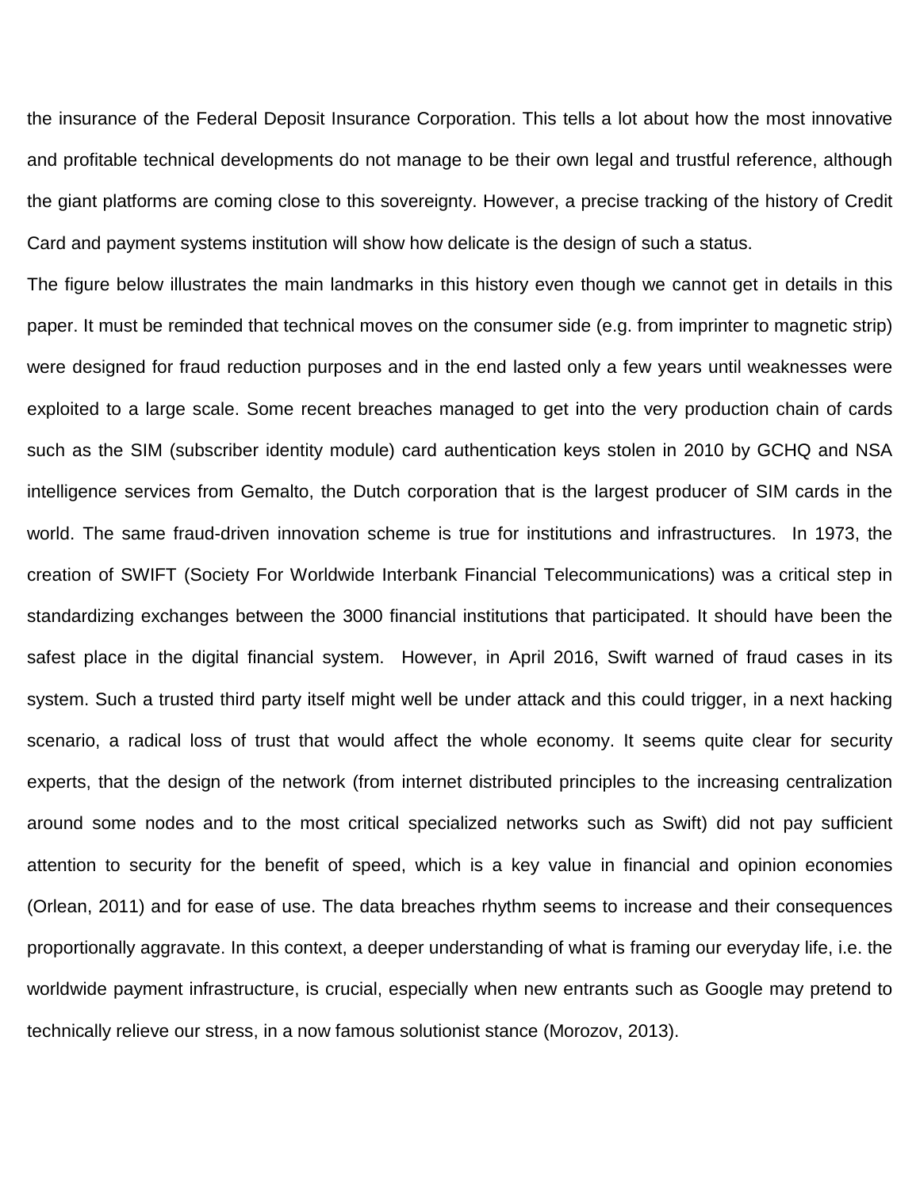the insurance of the Federal Deposit Insurance Corporation. This tells a lot about how the most innovative and profitable technical developments do not manage to be their own legal and trustful reference, although the giant platforms are coming close to this sovereignty. However, a precise tracking of the history of Credit Card and payment systems institution will show how delicate is the design of such a status.

The figure below illustrates the main landmarks in this history even though we cannot get in details in this paper. It must be reminded that technical moves on the consumer side (e.g. from imprinter to magnetic strip) were designed for fraud reduction purposes and in the end lasted only a few years until weaknesses were exploited to a large scale. Some recent breaches managed to get into the very production chain of cards such as the SIM (subscriber identity module) card authentication keys stolen in 2010 by GCHQ and NSA intelligence services from Gemalto, the Dutch corporation that is the largest producer of SIM cards in the world. The same fraud-driven innovation scheme is true for institutions and infrastructures. In 1973, the creation of SWIFT (Society For Worldwide Interbank Financial Telecommunications) was a critical step in standardizing exchanges between the 3000 financial institutions that participated. It should have been the safest place in the digital financial system. However, in April 2016, Swift warned of fraud cases in its system. Such a trusted third party itself might well be under attack and this could trigger, in a next hacking scenario, a radical loss of trust that would affect the whole economy. It seems quite clear for security experts, that the design of the network (from internet distributed principles to the increasing centralization around some nodes and to the most critical specialized networks such as Swift) did not pay sufficient attention to security for the benefit of speed, which is a key value in financial and opinion economies (Orlean, 2011) and for ease of use. The data breaches rhythm seems to increase and their consequences proportionally aggravate. In this context, a deeper understanding of what is framing our everyday life, i.e. the worldwide payment infrastructure, is crucial, especially when new entrants such as Google may pretend to technically relieve our stress, in a now famous solutionist stance (Morozov, 2013).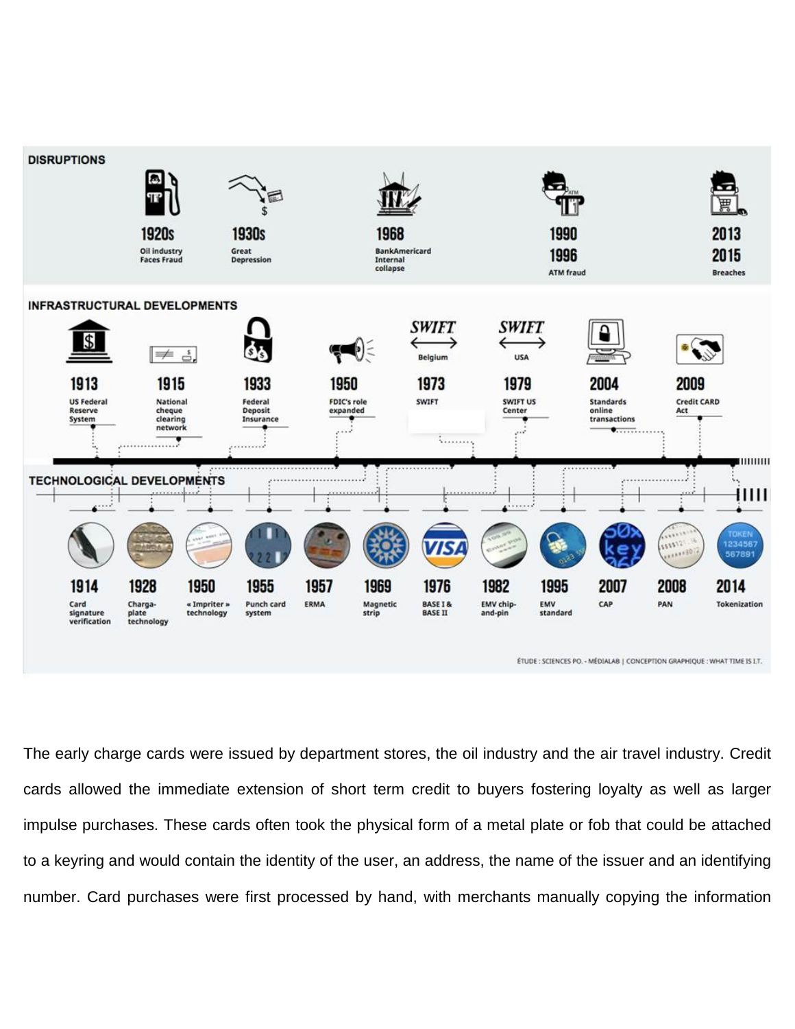**DISRUPTIONS**

- **1920s** Oil industry Faces Fraud
- **1930s** Great Depression
- **1968** BankAmericard Internal collapse
- **1990 1996** ATM fraud
- **2013 2015** Breaches

**INFRASTRUCTURAL DEVELOPMENTS**

- **1913** US Federal Reserve System
- **1915** National cheque clearing network
- **1933** Federal Deposit Insurance
- **1950** FDIC's role expanded
- **1973** SWIFT (SWIFT Belgium)
- **1979** SWIFT US Center (SWIFT USA)
- **2004** Standards online transactions
- **2009** Credit CARD Act

**TECHNOLOGICAL DEVELOPMENTS**

- **1914** Card signature verification
- **1928** Charga-plate technology
- **1950** « Imprinter » technology
- **1955** Punch card system
- **1957** ERMA
- **1969** Magnetic strip
- **1976** BASE I & BASE II
- **1982** EMV chip-and-pin
- **1995** EMV standard
- **2007** CAP
- **2008** PAN
- **2014** Tokenization

ÉTUDE : SCIENCES PO. - MÉDIALAB | CONCEPTION GRAPHIQUE : WHAT TIME IS I.T.

The early charge cards were issued by department stores, the oil industry and the air travel industry. Credit cards allowed the immediate extension of short term credit to buyers fostering loyalty as well as larger impulse purchases. These cards often took the physical form of a metal plate or fob that could be attached to a keyring and would contain the identity of the user, an address, the name of the issuer and an identifying number. Card purchases were first processed by hand, with merchants manually copying the information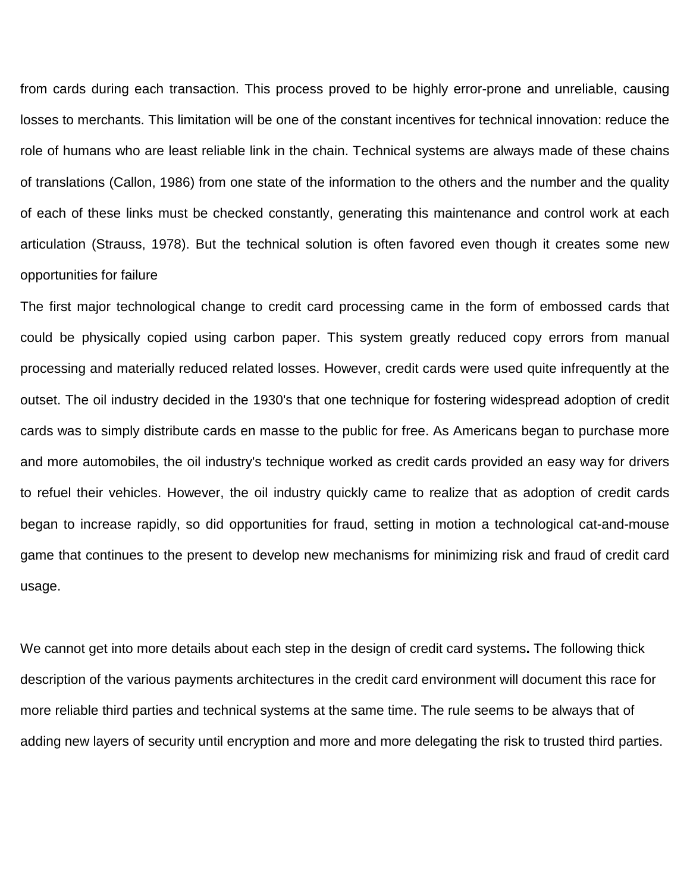from cards during each transaction. This process proved to be highly error-prone and unreliable, causing losses to merchants. This limitation will be one of the constant incentives for technical innovation: reduce the role of humans who are least reliable link in the chain. Technical systems are always made of these chains of translations (Callon, 1986) from one state of the information to the others and the number and the quality of each of these links must be checked constantly, generating this maintenance and control work at each articulation (Strauss, 1978). But the technical solution is often favored even though it creates some new opportunities for failure

The first major technological change to credit card processing came in the form of embossed cards that could be physically copied using carbon paper. This system greatly reduced copy errors from manual processing and materially reduced related losses. However, credit cards were used quite infrequently at the outset. The oil industry decided in the 1930's that one technique for fostering widespread adoption of credit cards was to simply distribute cards en masse to the public for free. As Americans began to purchase more and more automobiles, the oil industry's technique worked as credit cards provided an easy way for drivers to refuel their vehicles. However, the oil industry quickly came to realize that as adoption of credit cards began to increase rapidly, so did opportunities for fraud, setting in motion a technological cat-and-mouse game that continues to the present to develop new mechanisms for minimizing risk and fraud of credit card usage.

We cannot get into more details about each step in the design of credit card systems**.** The following thick description of the various payments architectures in the credit card environment will document this race for more reliable third parties and technical systems at the same time. The rule seems to be always that of adding new layers of security until encryption and more and more delegating the risk to trusted third parties.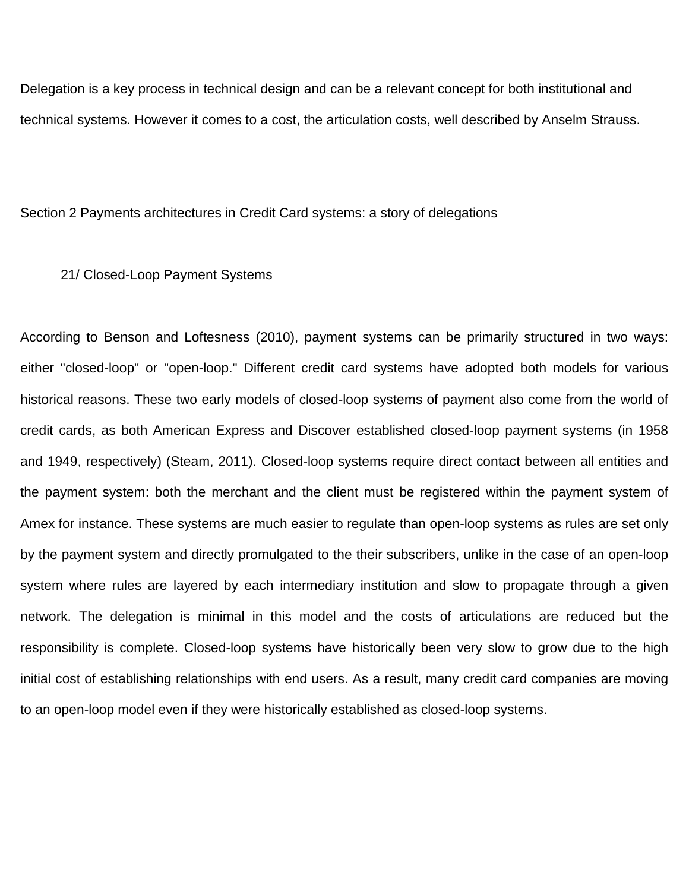Delegation is a key process in technical design and can be a relevant concept for both institutional and technical systems. However it comes to a cost, the articulation costs, well described by Anselm Strauss.

## Section 2 Payments architectures in Credit Card systems: a story of delegations

### 21/ Closed-Loop Payment Systems

According to Benson and Loftesness (2010), payment systems can be primarily structured in two ways: either "closed-loop" or "open-loop." Different credit card systems have adopted both models for various historical reasons. These two early models of closed-loop systems of payment also come from the world of credit cards, as both American Express and Discover established closed-loop payment systems (in 1958 and 1949, respectively) (Steam, 2011). Closed-loop systems require direct contact between all entities and the payment system: both the merchant and the client must be registered within the payment system of Amex for instance. These systems are much easier to regulate than open-loop systems as rules are set only by the payment system and directly promulgated to the their subscribers, unlike in the case of an open-loop system where rules are layered by each intermediary institution and slow to propagate through a given network. The delegation is minimal in this model and the costs of articulations are reduced but the responsibility is complete. Closed-loop systems have historically been very slow to grow due to the high initial cost of establishing relationships with end users. As a result, many credit card companies are moving to an open-loop model even if they were historically established as closed-loop systems.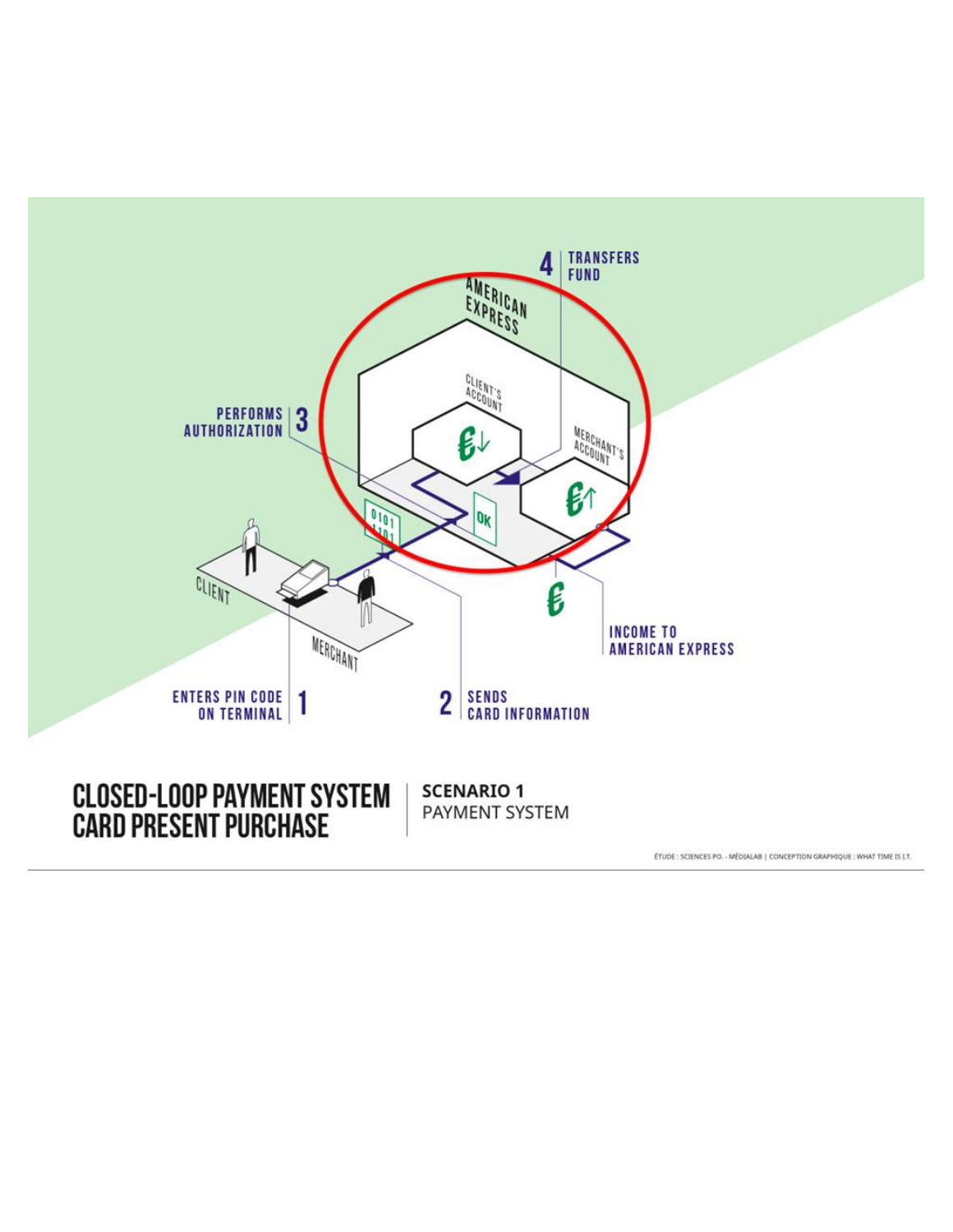4 TRANSFERS FUND

AMERICAN EXPRESS

CLIENT'S ACCOUNT

MERCHANT'S ACCOUNT

PERFORMS AUTHORIZATION 3

OK

0101 1101

CLIENT

MERCHANT

INCOME TO AMERICAN EXPRESS

ENTERS PIN CODE ON TERMINAL 1

2 SENDS CARD INFORMATION

# CLOSED-LOOP PAYMENT SYSTEM CARD PRESENT PURCHASE

**SCENARIO 1**
PAYMENT SYSTEM

ÉTUDE : SCIENCES PO. - MÉDIALAB | CONCEPTION GRAPHIQUE : WHAT TIME IS I.T.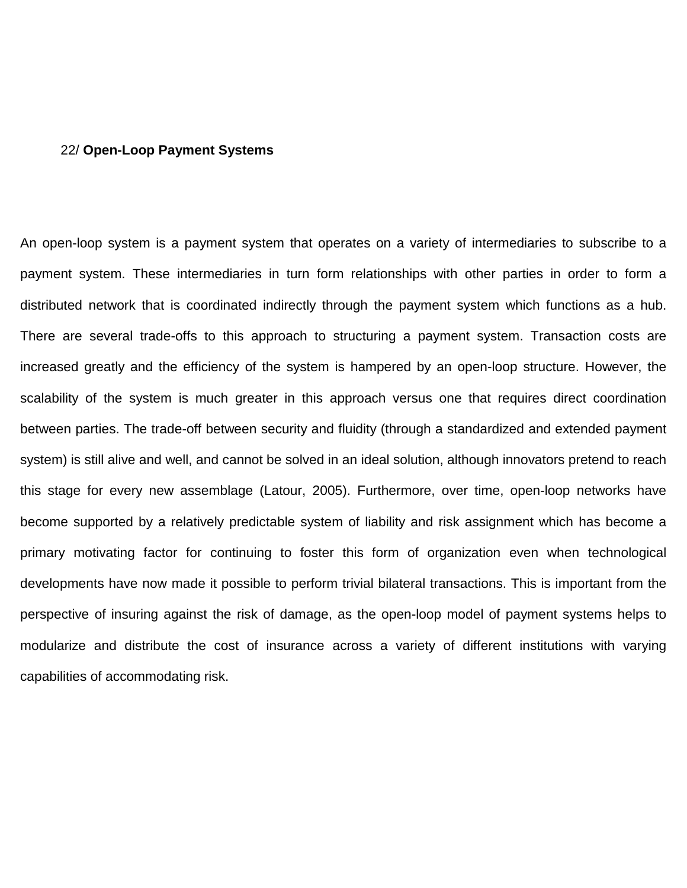## 22/ **Open-Loop Payment Systems**

An open-loop system is a payment system that operates on a variety of intermediaries to subscribe to a payment system. These intermediaries in turn form relationships with other parties in order to form a distributed network that is coordinated indirectly through the payment system which functions as a hub. There are several trade-offs to this approach to structuring a payment system. Transaction costs are increased greatly and the efficiency of the system is hampered by an open-loop structure. However, the scalability of the system is much greater in this approach versus one that requires direct coordination between parties. The trade-off between security and fluidity (through a standardized and extended payment system) is still alive and well, and cannot be solved in an ideal solution, although innovators pretend to reach this stage for every new assemblage (Latour, 2005). Furthermore, over time, open-loop networks have become supported by a relatively predictable system of liability and risk assignment which has become a primary motivating factor for continuing to foster this form of organization even when technological developments have now made it possible to perform trivial bilateral transactions. This is important from the perspective of insuring against the risk of damage, as the open-loop model of payment systems helps to modularize and distribute the cost of insurance across a variety of different institutions with varying capabilities of accommodating risk.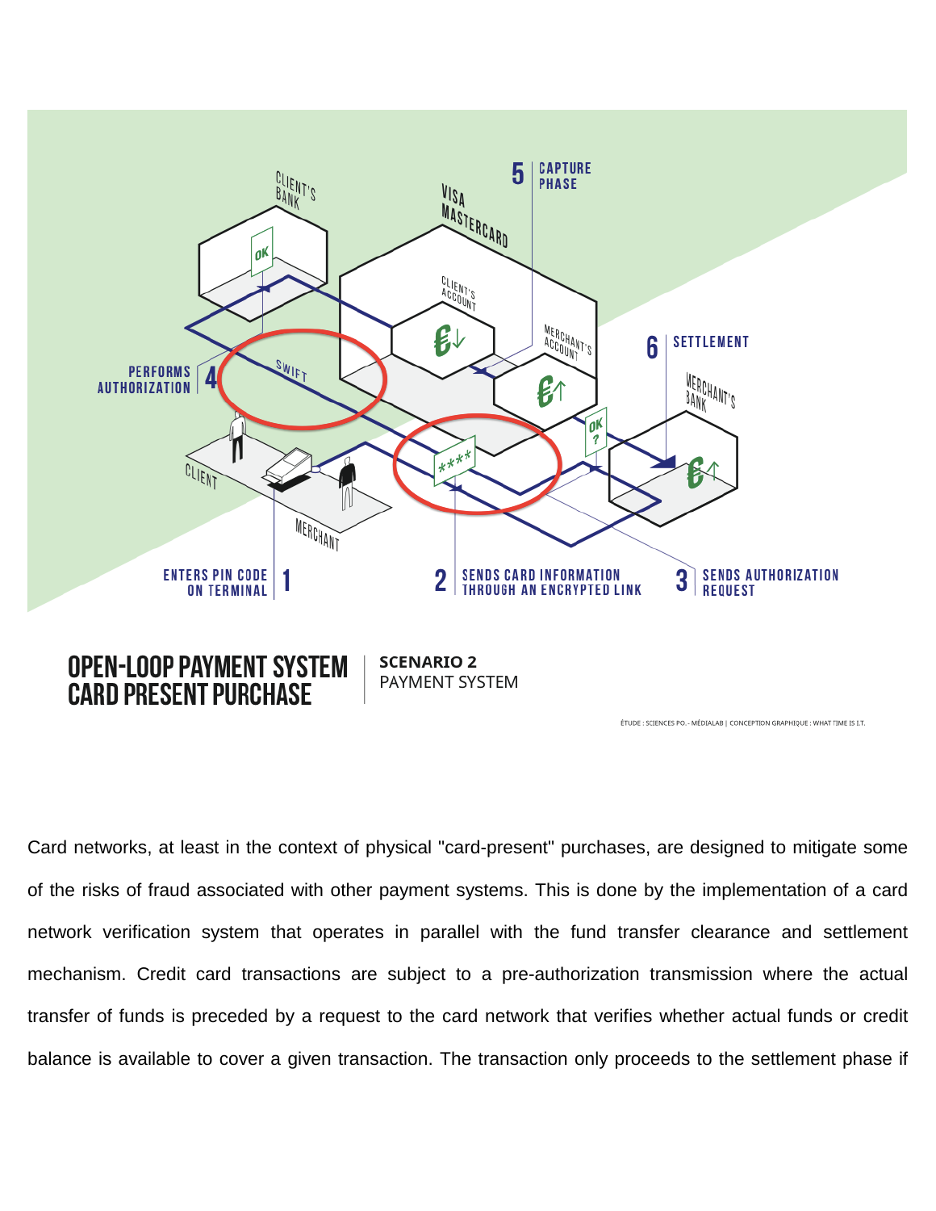CLIENT'S BANK

OK

VISA MASTERCARD

5 | CAPTURE PHASE

CLIENT'S ACCOUNT

€↓

MERCHANT'S ACCOUNT

€↑

6 | SETTLEMENT

MERCHANT'S BANK

€↑

PERFORMS AUTHORIZATION | 4

SWIFT

OK ?

****

CLIENT

MERCHANT

ENTERS PIN CODE ON TERMINAL | 1

2 | SENDS CARD INFORMATION THROUGH AN ENCRYPTED LINK

3 | SENDS AUTHORIZATION REQUEST

**OPEN-LOOP PAYMENT SYSTEM CARD PRESENT PURCHASE** | **SCENARIO 2** PAYMENT SYSTEM

ÉTUDE : SCIENCES PO. - MÉDIALAB | CONCEPTION GRAPHIQUE : WHAT TIME IS I.T.

Card networks, at least in the context of physical "card-present" purchases, are designed to mitigate some of the risks of fraud associated with other payment systems. This is done by the implementation of a card network verification system that operates in parallel with the fund transfer clearance and settlement mechanism. Credit card transactions are subject to a pre-authorization transmission where the actual transfer of funds is preceded by a request to the card network that verifies whether actual funds or credit balance is available to cover a given transaction. The transaction only proceeds to the settlement phase if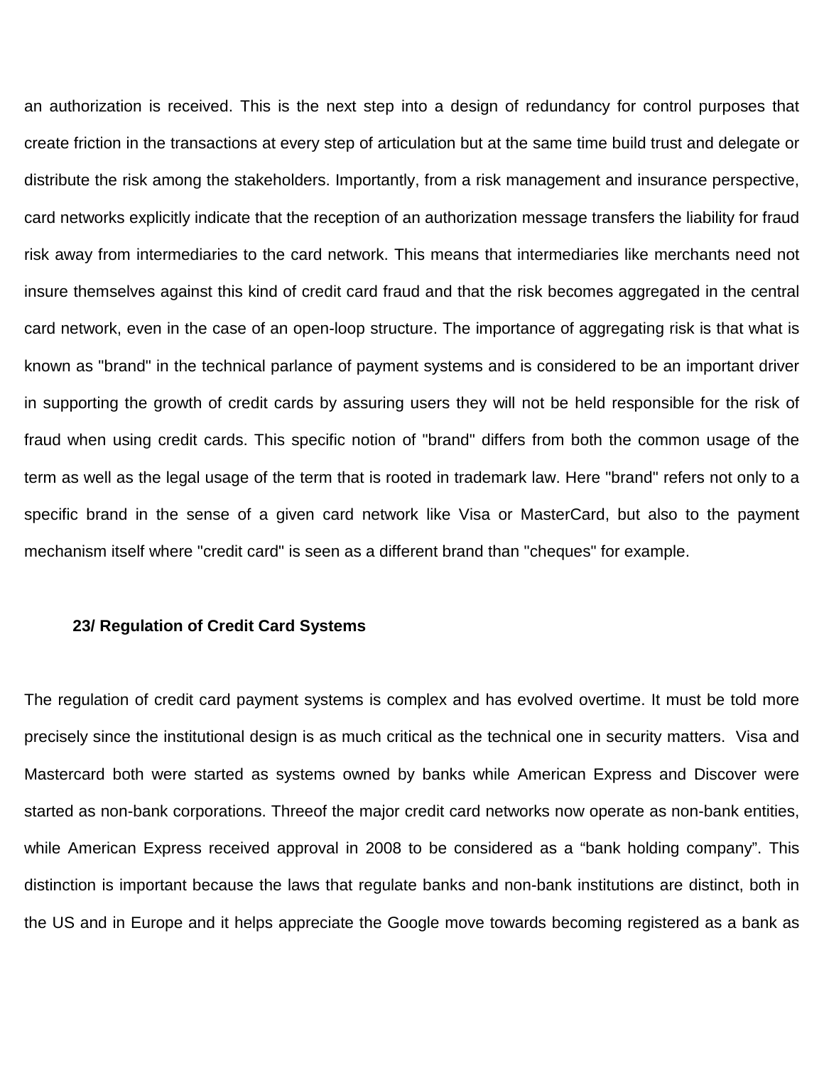an authorization is received. This is the next step into a design of redundancy for control purposes that create friction in the transactions at every step of articulation but at the same time build trust and delegate or distribute the risk among the stakeholders. Importantly, from a risk management and insurance perspective, card networks explicitly indicate that the reception of an authorization message transfers the liability for fraud risk away from intermediaries to the card network. This means that intermediaries like merchants need not insure themselves against this kind of credit card fraud and that the risk becomes aggregated in the central card network, even in the case of an open-loop structure. The importance of aggregating risk is that what is known as "brand" in the technical parlance of payment systems and is considered to be an important driver in supporting the growth of credit cards by assuring users they will not be held responsible for the risk of fraud when using credit cards. This specific notion of "brand" differs from both the common usage of the term as well as the legal usage of the term that is rooted in trademark law. Here "brand" refers not only to a specific brand in the sense of a given card network like Visa or MasterCard, but also to the payment mechanism itself where "credit card" is seen as a different brand than "cheques" for example.

**23/ Regulation of Credit Card Systems**

The regulation of credit card payment systems is complex and has evolved overtime. It must be told more precisely since the institutional design is as much critical as the technical one in security matters. Visa and Mastercard both were started as systems owned by banks while American Express and Discover were started as non-bank corporations. Threeof the major credit card networks now operate as non-bank entities, while American Express received approval in 2008 to be considered as a "bank holding company". This distinction is important because the laws that regulate banks and non-bank institutions are distinct, both in the US and in Europe and it helps appreciate the Google move towards becoming registered as a bank as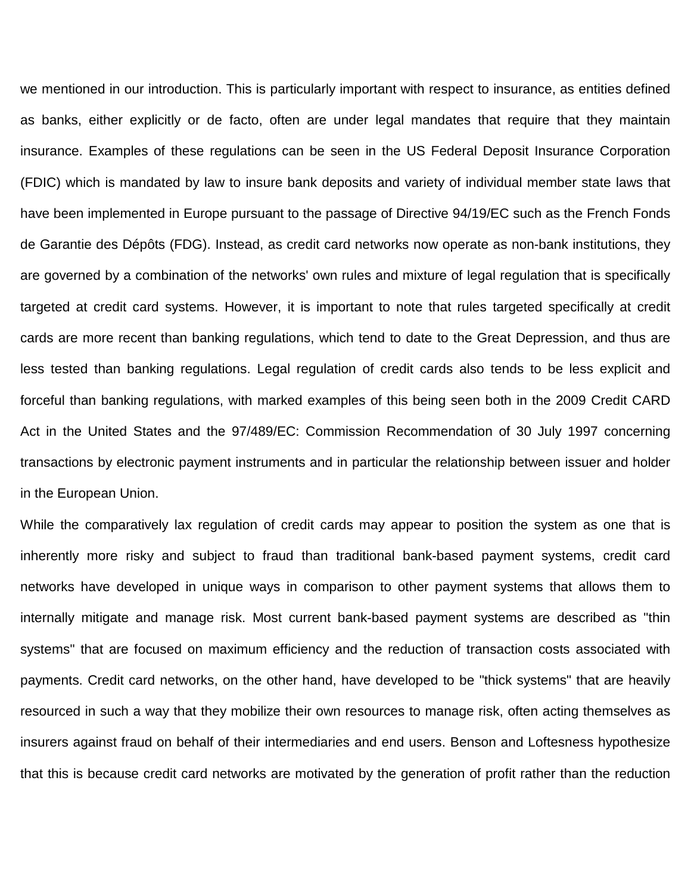we mentioned in our introduction. This is particularly important with respect to insurance, as entities defined as banks, either explicitly or de facto, often are under legal mandates that require that they maintain insurance. Examples of these regulations can be seen in the US Federal Deposit Insurance Corporation (FDIC) which is mandated by law to insure bank deposits and variety of individual member state laws that have been implemented in Europe pursuant to the passage of Directive 94/19/EC such as the French Fonds de Garantie des Dépôts (FDG). Instead, as credit card networks now operate as non-bank institutions, they are governed by a combination of the networks' own rules and mixture of legal regulation that is specifically targeted at credit card systems. However, it is important to note that rules targeted specifically at credit cards are more recent than banking regulations, which tend to date to the Great Depression, and thus are less tested than banking regulations. Legal regulation of credit cards also tends to be less explicit and forceful than banking regulations, with marked examples of this being seen both in the 2009 Credit CARD Act in the United States and the 97/489/EC: Commission Recommendation of 30 July 1997 concerning transactions by electronic payment instruments and in particular the relationship between issuer and holder in the European Union.

While the comparatively lax regulation of credit cards may appear to position the system as one that is inherently more risky and subject to fraud than traditional bank-based payment systems, credit card networks have developed in unique ways in comparison to other payment systems that allows them to internally mitigate and manage risk. Most current bank-based payment systems are described as "thin systems" that are focused on maximum efficiency and the reduction of transaction costs associated with payments. Credit card networks, on the other hand, have developed to be "thick systems" that are heavily resourced in such a way that they mobilize their own resources to manage risk, often acting themselves as insurers against fraud on behalf of their intermediaries and end users. Benson and Loftesness hypothesize that this is because credit card networks are motivated by the generation of profit rather than the reduction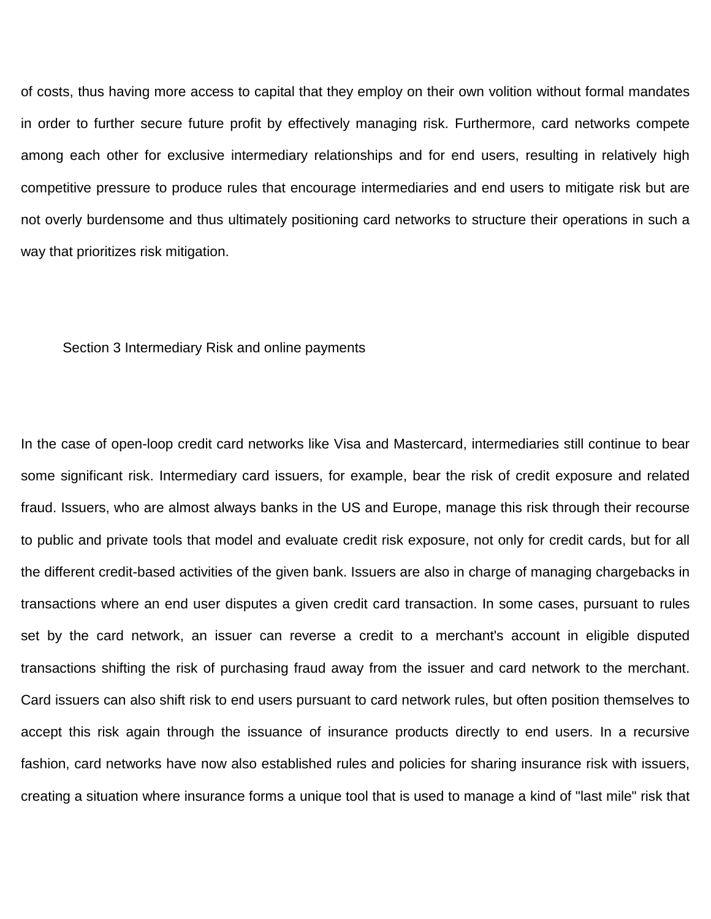of costs, thus having more access to capital that they employ on their own volition without formal mandates in order to further secure future profit by effectively managing risk. Furthermore, card networks compete among each other for exclusive intermediary relationships and for end users, resulting in relatively high competitive pressure to produce rules that encourage intermediaries and end users to mitigate risk but are not overly burdensome and thus ultimately positioning card networks to structure their operations in such a way that prioritizes risk mitigation.

## Section 3 Intermediary Risk and online payments

In the case of open-loop credit card networks like Visa and Mastercard, intermediaries still continue to bear some significant risk. Intermediary card issuers, for example, bear the risk of credit exposure and related fraud. Issuers, who are almost always banks in the US and Europe, manage this risk through their recourse to public and private tools that model and evaluate credit risk exposure, not only for credit cards, but for all the different credit-based activities of the given bank. Issuers are also in charge of managing chargebacks in transactions where an end user disputes a given credit card transaction. In some cases, pursuant to rules set by the card network, an issuer can reverse a credit to a merchant's account in eligible disputed transactions shifting the risk of purchasing fraud away from the issuer and card network to the merchant. Card issuers can also shift risk to end users pursuant to card network rules, but often position themselves to accept this risk again through the issuance of insurance products directly to end users. In a recursive fashion, card networks have now also established rules and policies for sharing insurance risk with issuers, creating a situation where insurance forms a unique tool that is used to manage a kind of "last mile" risk that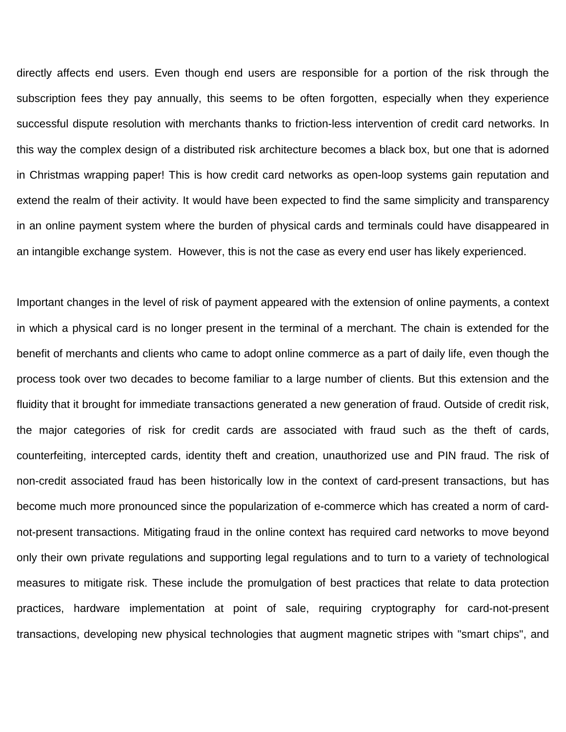directly affects end users. Even though end users are responsible for a portion of the risk through the subscription fees they pay annually, this seems to be often forgotten, especially when they experience successful dispute resolution with merchants thanks to friction-less intervention of credit card networks. In this way the complex design of a distributed risk architecture becomes a black box, but one that is adorned in Christmas wrapping paper! This is how credit card networks as open-loop systems gain reputation and extend the realm of their activity. It would have been expected to find the same simplicity and transparency in an online payment system where the burden of physical cards and terminals could have disappeared in an intangible exchange system. However, this is not the case as every end user has likely experienced.

Important changes in the level of risk of payment appeared with the extension of online payments, a context in which a physical card is no longer present in the terminal of a merchant. The chain is extended for the benefit of merchants and clients who came to adopt online commerce as a part of daily life, even though the process took over two decades to become familiar to a large number of clients. But this extension and the fluidity that it brought for immediate transactions generated a new generation of fraud. Outside of credit risk, the major categories of risk for credit cards are associated with fraud such as the theft of cards, counterfeiting, intercepted cards, identity theft and creation, unauthorized use and PIN fraud. The risk of non-credit associated fraud has been historically low in the context of card-present transactions, but has become much more pronounced since the popularization of e-commerce which has created a norm of card-not-present transactions. Mitigating fraud in the online context has required card networks to move beyond only their own private regulations and supporting legal regulations and to turn to a variety of technological measures to mitigate risk. These include the promulgation of best practices that relate to data protection practices, hardware implementation at point of sale, requiring cryptography for card-not-present transactions, developing new physical technologies that augment magnetic stripes with "smart chips", and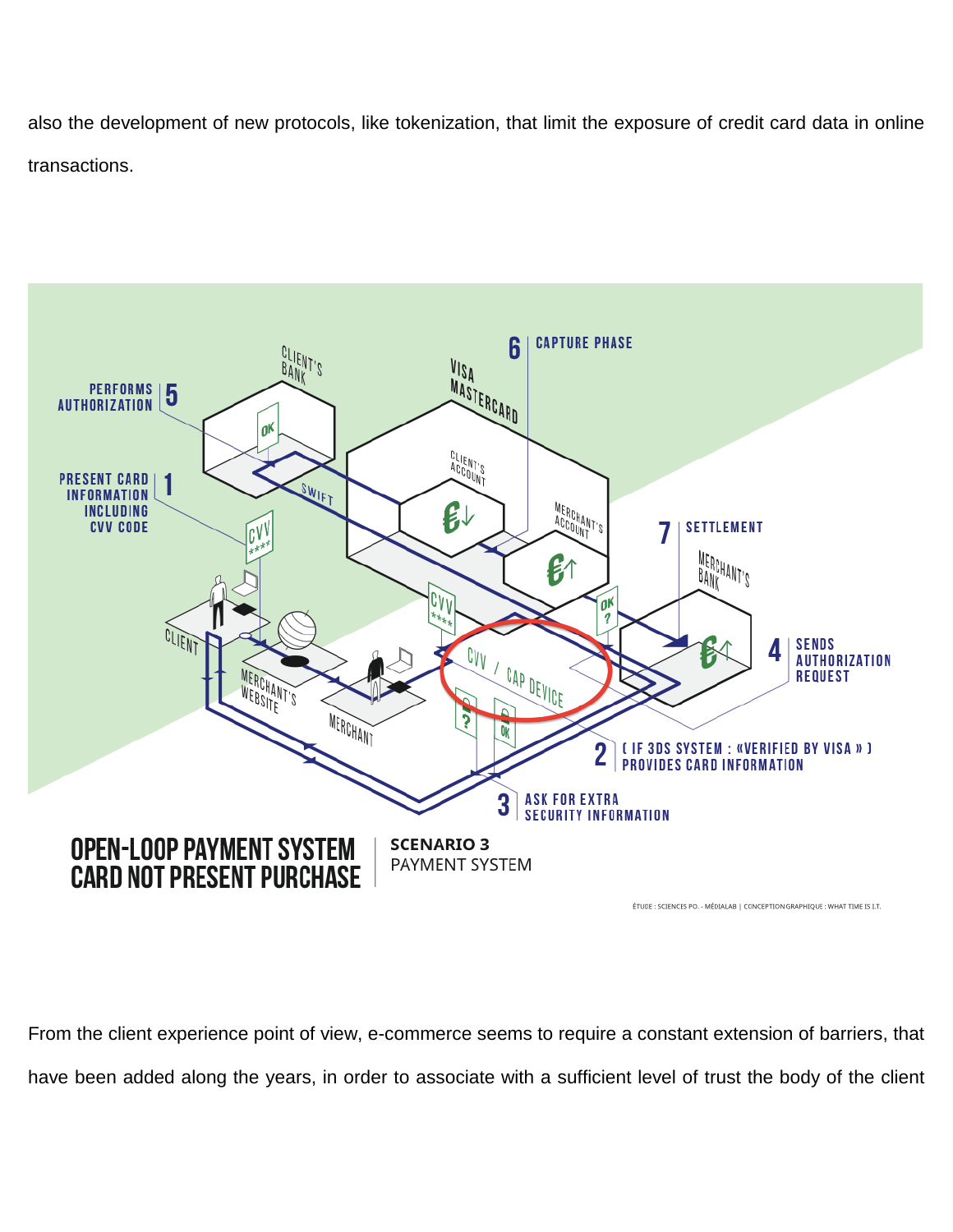also the development of new protocols, like tokenization, that limit the exposure of credit card data in online transactions.

**OPEN-LOOP PAYMENT SYSTEM CARD NOT PRESENT PURCHASE** | **SCENARIO 3** PAYMENT SYSTEM

ÉTUDE : SCIENCES PO. - MÉDIALAB | CONCEPTION GRAPHIQUE : WHAT TIME IS I.T.

From the client experience point of view, e-commerce seems to require a constant extension of barriers, that have been added along the years, in order to associate with a sufficient level of trust the body of the client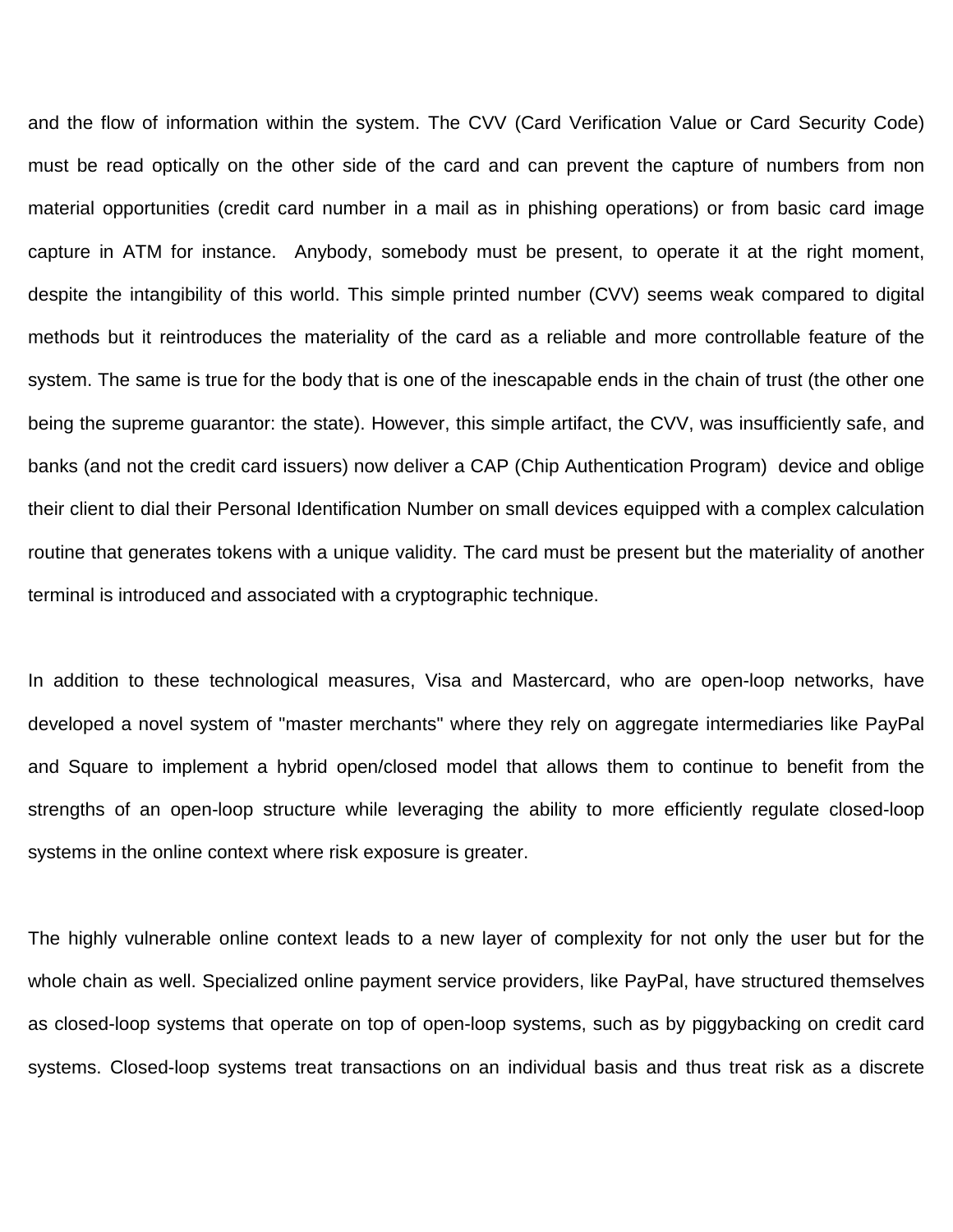and the flow of information within the system. The CVV (Card Verification Value or Card Security Code) must be read optically on the other side of the card and can prevent the capture of numbers from non material opportunities (credit card number in a mail as in phishing operations) or from basic card image capture in ATM for instance. Anybody, somebody must be present, to operate it at the right moment, despite the intangibility of this world. This simple printed number (CVV) seems weak compared to digital methods but it reintroduces the materiality of the card as a reliable and more controllable feature of the system. The same is true for the body that is one of the inescapable ends in the chain of trust (the other one being the supreme guarantor: the state). However, this simple artifact, the CVV, was insufficiently safe, and banks (and not the credit card issuers) now deliver a CAP (Chip Authentication Program) device and oblige their client to dial their Personal Identification Number on small devices equipped with a complex calculation routine that generates tokens with a unique validity. The card must be present but the materiality of another terminal is introduced and associated with a cryptographic technique.

In addition to these technological measures, Visa and Mastercard, who are open-loop networks, have developed a novel system of "master merchants" where they rely on aggregate intermediaries like PayPal and Square to implement a hybrid open/closed model that allows them to continue to benefit from the strengths of an open-loop structure while leveraging the ability to more efficiently regulate closed-loop systems in the online context where risk exposure is greater.

The highly vulnerable online context leads to a new layer of complexity for not only the user but for the whole chain as well. Specialized online payment service providers, like PayPal, have structured themselves as closed-loop systems that operate on top of open-loop systems, such as by piggybacking on credit card systems. Closed-loop systems treat transactions on an individual basis and thus treat risk as a discrete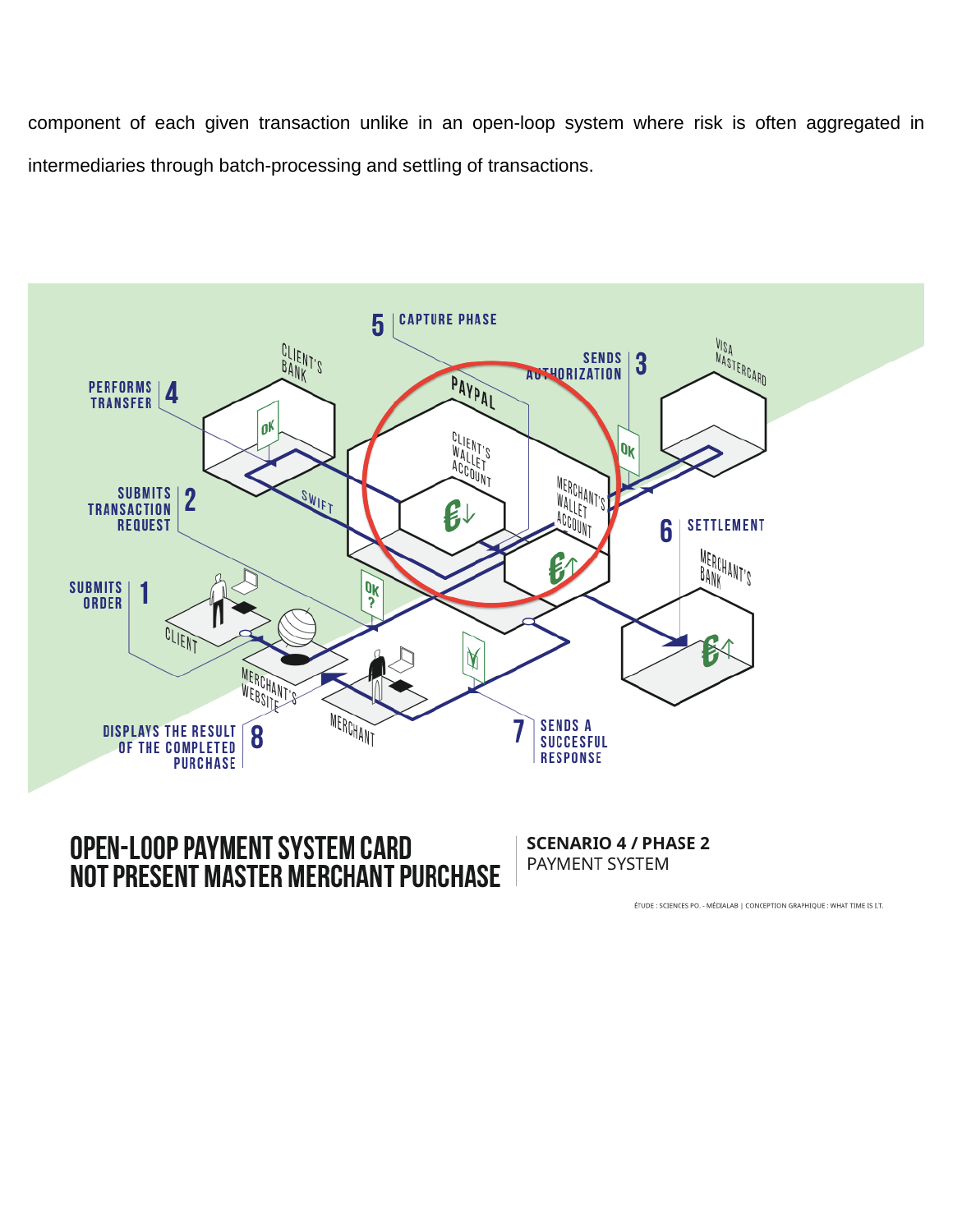component of each given transaction unlike in an open-loop system where risk is often aggregated in intermediaries through batch-processing and settling of transactions.

**OPEN-LOOP PAYMENT SYSTEM CARD NOT PRESENT MASTER MERCHANT PURCHASE**

**SCENARIO 4 / PHASE 2**
PAYMENT SYSTEM

ÉTUDE : SCIENCES PO. - MÉDIALAB | CONCEPTION GRAPHIQUE : WHAT TIME IS I.T.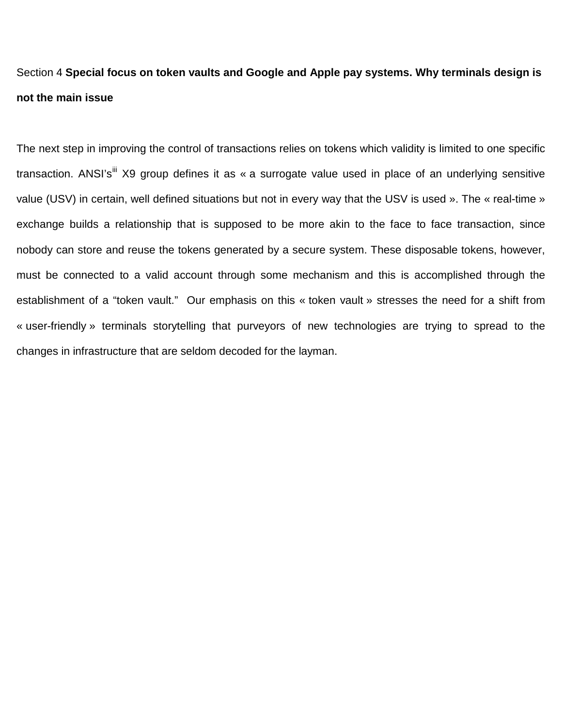Section 4 **Special focus on token vaults and Google and Apple pay systems. Why terminals design is not the main issue**

The next step in improving the control of transactions relies on tokens which validity is limited to one specific transaction. ANSI's[iii] X9 group defines it as « a surrogate value used in place of an underlying sensitive value (USV) in certain, well defined situations but not in every way that the USV is used ». The « real-time » exchange builds a relationship that is supposed to be more akin to the face to face transaction, since nobody can store and reuse the tokens generated by a secure system. These disposable tokens, however, must be connected to a valid account through some mechanism and this is accomplished through the establishment of a "token vault." Our emphasis on this « token vault » stresses the need for a shift from « user-friendly » terminals storytelling that purveyors of new technologies are trying to spread to the changes in infrastructure that are seldom decoded for the layman.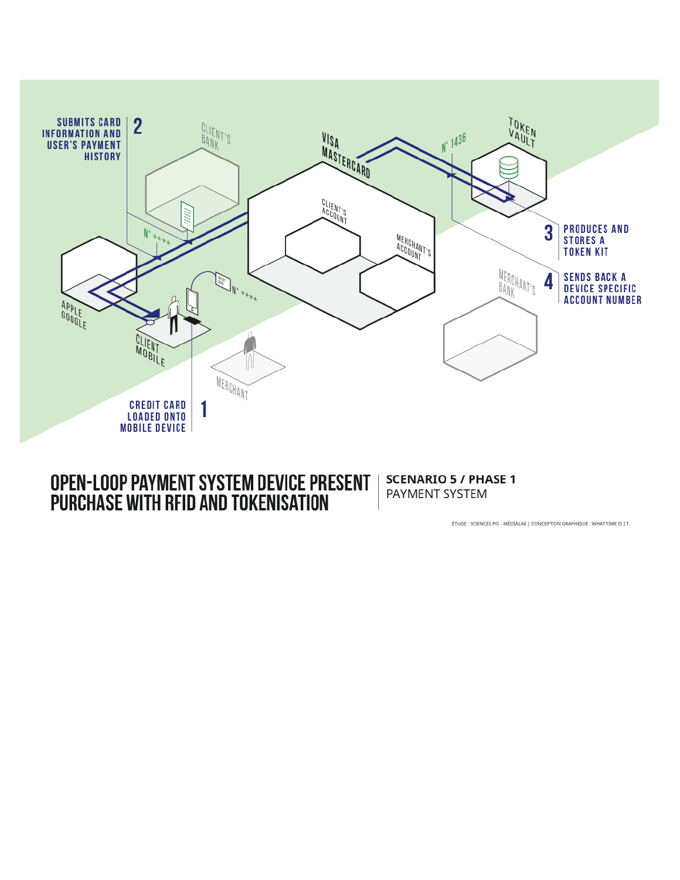SUBMITS CARD INFORMATION AND USER'S PAYMENT HISTORY **2**

CLIENT'S BANK

VISA MASTERCARD

N° 1436

TOKEN VAULT

CLIENT'S ACCOUNT

MERCHANT'S ACCOUNT

N° ****

APPLE GOOGLE

CREDIT CARD

N° ****

CLIENT MOBILE

**3** PRODUCES AND STORES A TOKEN KIT

**4** SENDS BACK A DEVICE SPECIFIC ACCOUNT NUMBER

MERCHANT'S BANK

MERCHANT

CREDIT CARD LOADED ONTO MOBILE DEVICE **1**

# OPEN-LOOP PAYMENT SYSTEM DEVICE PRESENT PURCHASE WITH RFID AND TOKENISATION

**SCENARIO 5 / PHASE 1**
PAYMENT SYSTEM

ÉTUDE : SCIENCES PO. - MÉDIALAB | CONCEPTION GRAPHIQUE : WHAT TIME IS I.T.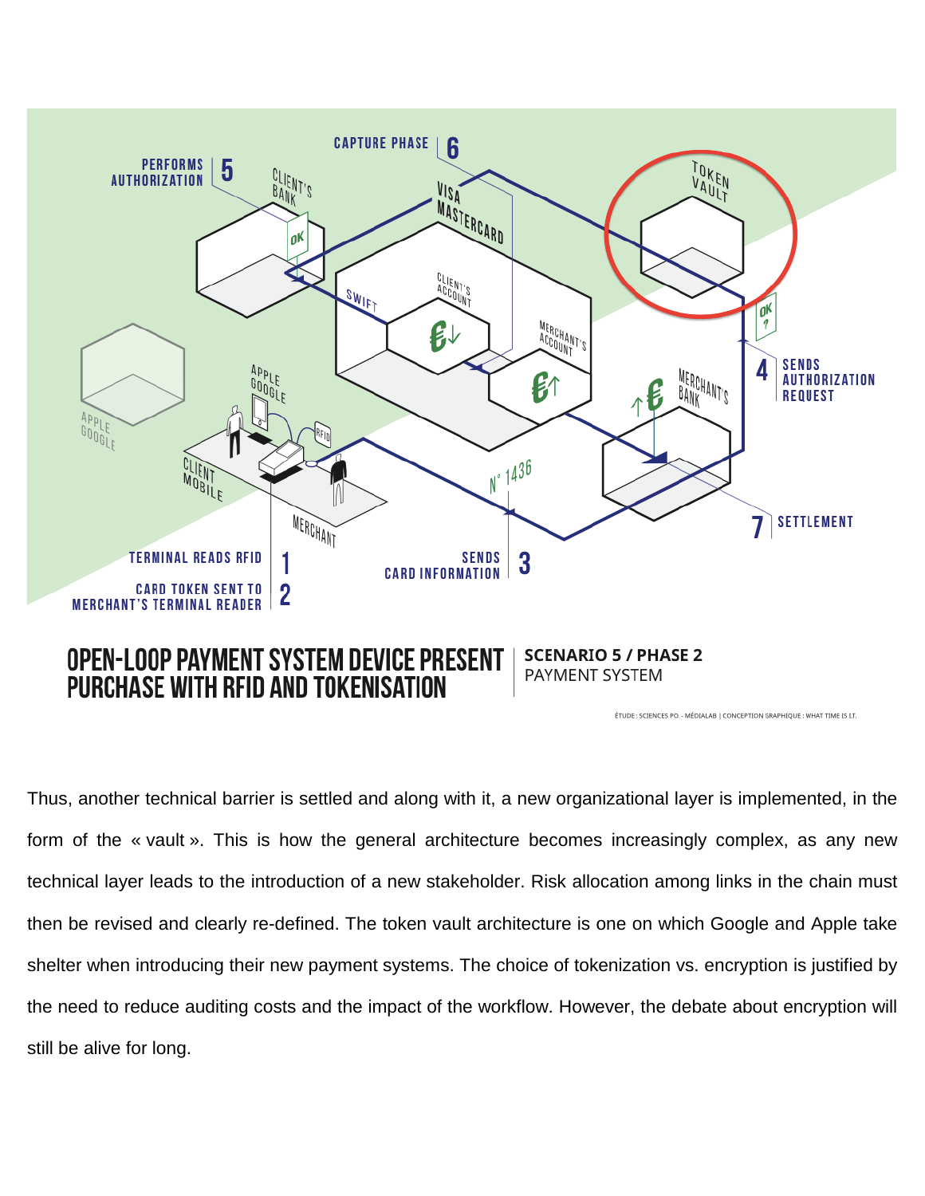**OPEN-LOOP PAYMENT SYSTEM DEVICE PRESENT PURCHASE WITH RFID AND TOKENISATION** | **SCENARIO 5 / PHASE 2** PAYMENT SYSTEM

ÉTUDE : SCIENCES PO. - MÉDIALAB | CONCEPTION GRAPHIQUE : WHAT TIME IS I.T.

Thus, another technical barrier is settled and along with it, a new organizational layer is implemented, in the form of the « vault ». This is how the general architecture becomes increasingly complex, as any new technical layer leads to the introduction of a new stakeholder. Risk allocation among links in the chain must then be revised and clearly re-defined. The token vault architecture is one on which Google and Apple take shelter when introducing their new payment systems. The choice of tokenization vs. encryption is justified by the need to reduce auditing costs and the impact of the workflow. However, the debate about encryption will still be alive for long.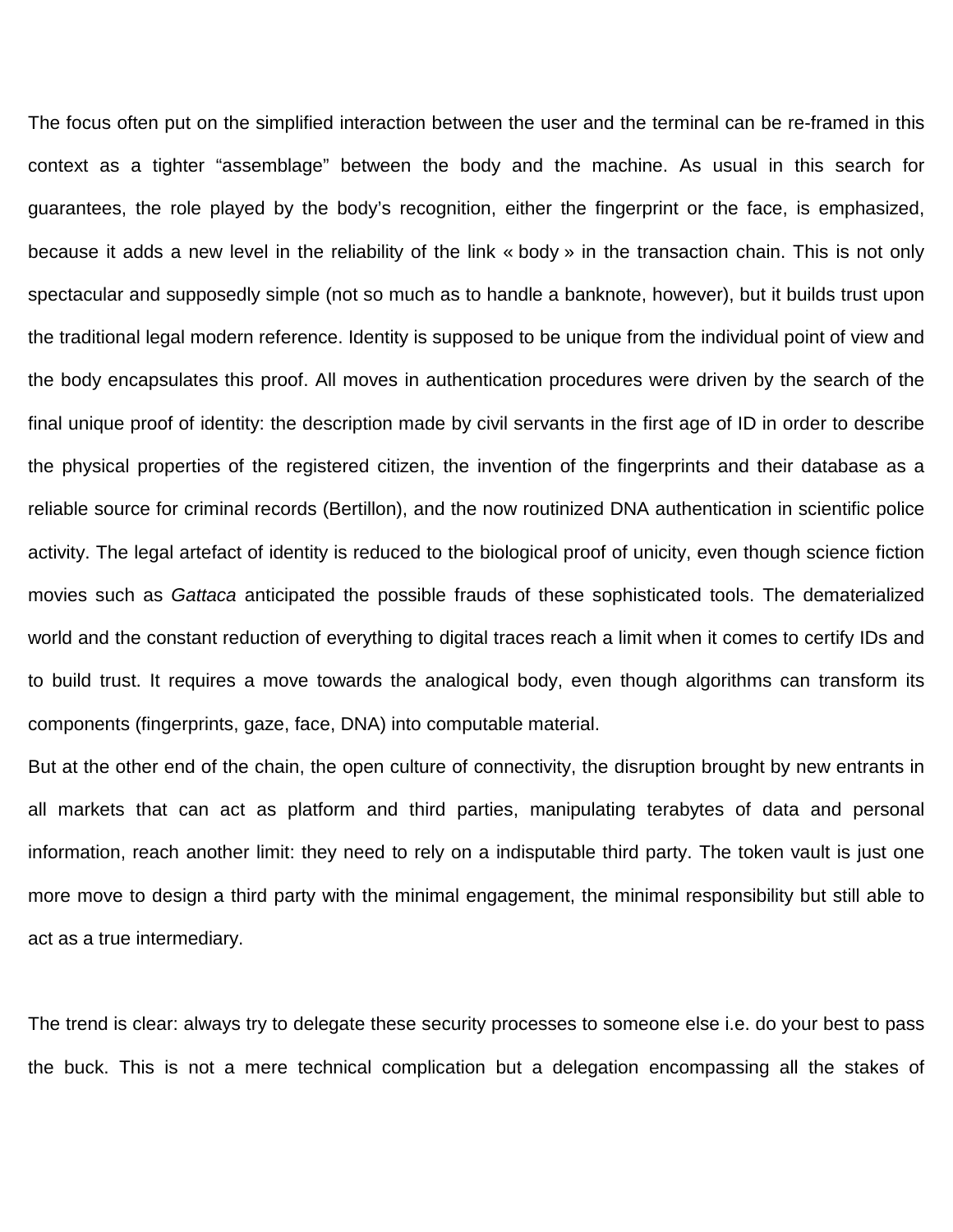The focus often put on the simplified interaction between the user and the terminal can be re-framed in this context as a tighter “assemblage” between the body and the machine. As usual in this search for guarantees, the role played by the body’s recognition, either the fingerprint or the face, is emphasized, because it adds a new level in the reliability of the link « body » in the transaction chain. This is not only spectacular and supposedly simple (not so much as to handle a banknote, however), but it builds trust upon the traditional legal modern reference. Identity is supposed to be unique from the individual point of view and the body encapsulates this proof. All moves in authentication procedures were driven by the search of the final unique proof of identity: the description made by civil servants in the first age of ID in order to describe the physical properties of the registered citizen, the invention of the fingerprints and their database as a reliable source for criminal records (Bertillon), and the now routinized DNA authentication in scientific police activity. The legal artefact of identity is reduced to the biological proof of unicity, even though science fiction movies such as *Gattaca* anticipated the possible frauds of these sophisticated tools. The dematerialized world and the constant reduction of everything to digital traces reach a limit when it comes to certify IDs and to build trust. It requires a move towards the analogical body, even though algorithms can transform its components (fingerprints, gaze, face, DNA) into computable material.

But at the other end of the chain, the open culture of connectivity, the disruption brought by new entrants in all markets that can act as platform and third parties, manipulating terabytes of data and personal information, reach another limit: they need to rely on a indisputable third party. The token vault is just one more move to design a third party with the minimal engagement, the minimal responsibility but still able to act as a true intermediary.

The trend is clear: always try to delegate these security processes to someone else i.e. do your best to pass the buck. This is not a mere technical complication but a delegation encompassing all the stakes of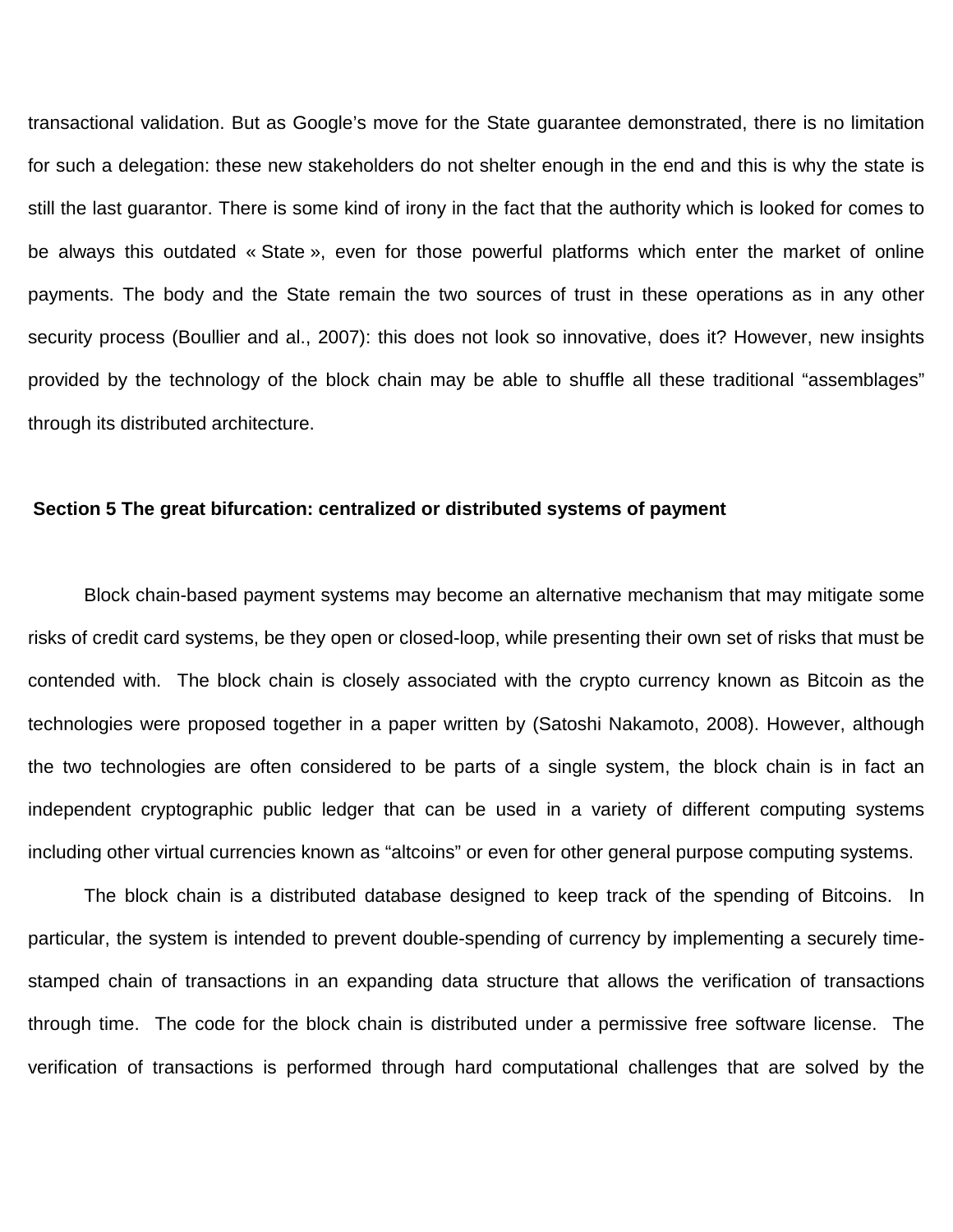transactional validation. But as Google's move for the State guarantee demonstrated, there is no limitation for such a delegation: these new stakeholders do not shelter enough in the end and this is why the state is still the last guarantor. There is some kind of irony in the fact that the authority which is looked for comes to be always this outdated « State », even for those powerful platforms which enter the market of online payments. The body and the State remain the two sources of trust in these operations as in any other security process (Boullier and al., 2007): this does not look so innovative, does it? However, new insights provided by the technology of the block chain may be able to shuffle all these traditional "assemblages" through its distributed architecture.

## Section 5 The great bifurcation: centralized or distributed systems of payment

Block chain-based payment systems may become an alternative mechanism that may mitigate some risks of credit card systems, be they open or closed-loop, while presenting their own set of risks that must be contended with. The block chain is closely associated with the crypto currency known as Bitcoin as the technologies were proposed together in a paper written by (Satoshi Nakamoto, 2008). However, although the two technologies are often considered to be parts of a single system, the block chain is in fact an independent cryptographic public ledger that can be used in a variety of different computing systems including other virtual currencies known as "altcoins" or even for other general purpose computing systems.

The block chain is a distributed database designed to keep track of the spending of Bitcoins. In particular, the system is intended to prevent double-spending of currency by implementing a securely time-stamped chain of transactions in an expanding data structure that allows the verification of transactions through time. The code for the block chain is distributed under a permissive free software license. The verification of transactions is performed through hard computational challenges that are solved by the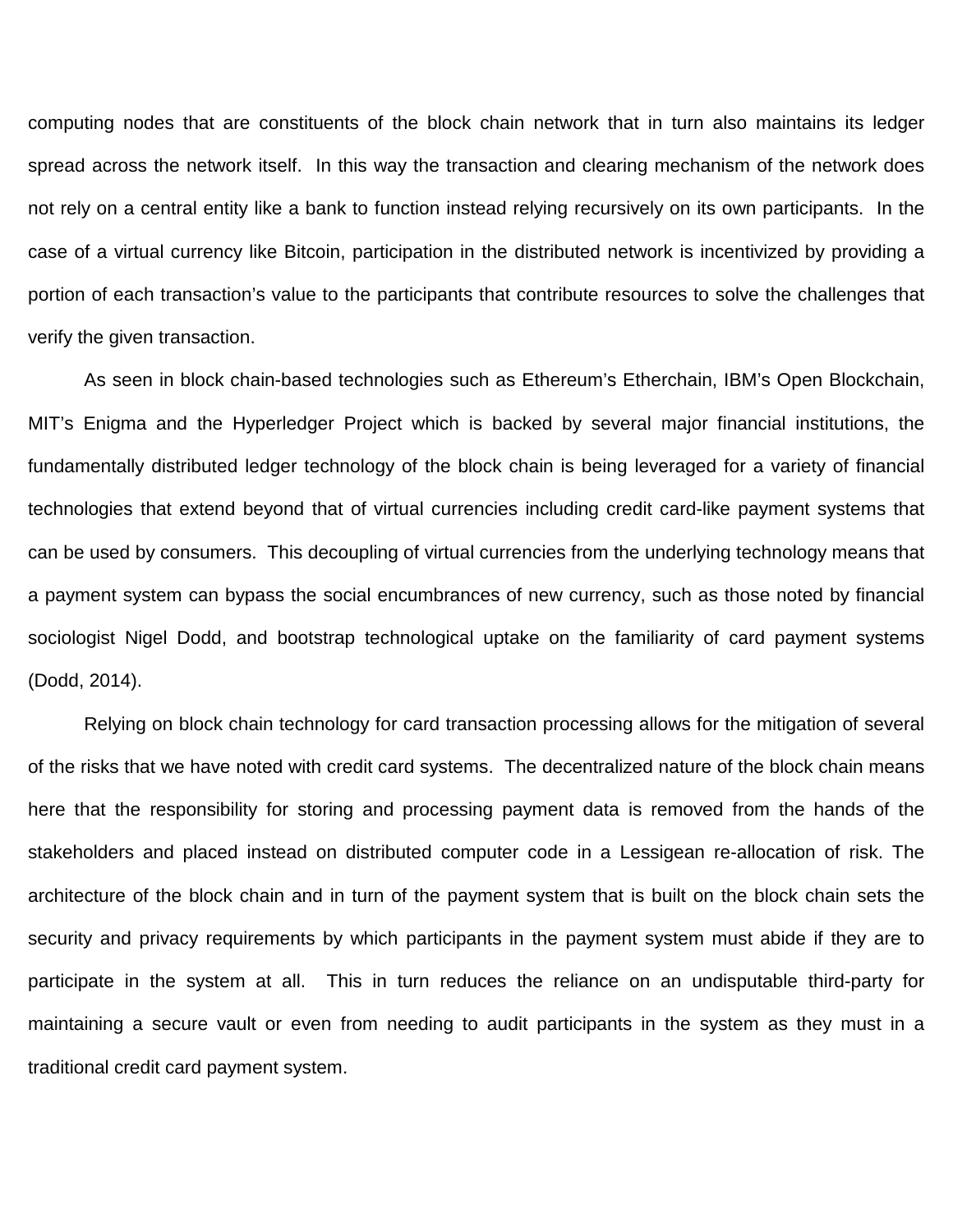computing nodes that are constituents of the block chain network that in turn also maintains its ledger spread across the network itself. In this way the transaction and clearing mechanism of the network does not rely on a central entity like a bank to function instead relying recursively on its own participants. In the case of a virtual currency like Bitcoin, participation in the distributed network is incentivized by providing a portion of each transaction's value to the participants that contribute resources to solve the challenges that verify the given transaction.

As seen in block chain-based technologies such as Ethereum's Etherchain, IBM's Open Blockchain, MIT's Enigma and the Hyperledger Project which is backed by several major financial institutions, the fundamentally distributed ledger technology of the block chain is being leveraged for a variety of financial technologies that extend beyond that of virtual currencies including credit card-like payment systems that can be used by consumers. This decoupling of virtual currencies from the underlying technology means that a payment system can bypass the social encumbrances of new currency, such as those noted by financial sociologist Nigel Dodd, and bootstrap technological uptake on the familiarity of card payment systems (Dodd, 2014).

Relying on block chain technology for card transaction processing allows for the mitigation of several of the risks that we have noted with credit card systems. The decentralized nature of the block chain means here that the responsibility for storing and processing payment data is removed from the hands of the stakeholders and placed instead on distributed computer code in a Lessigean re-allocation of risk. The architecture of the block chain and in turn of the payment system that is built on the block chain sets the security and privacy requirements by which participants in the payment system must abide if they are to participate in the system at all. This in turn reduces the reliance on an undisputable third-party for maintaining a secure vault or even from needing to audit participants in the system as they must in a traditional credit card payment system.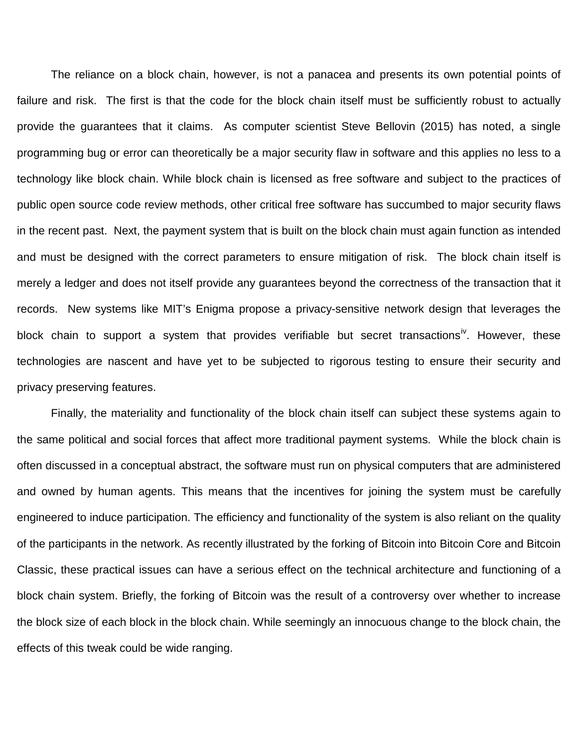The reliance on a block chain, however, is not a panacea and presents its own potential points of failure and risk. The first is that the code for the block chain itself must be sufficiently robust to actually provide the guarantees that it claims. As computer scientist Steve Bellovin (2015) has noted, a single programming bug or error can theoretically be a major security flaw in software and this applies no less to a technology like block chain. While block chain is licensed as free software and subject to the practices of public open source code review methods, other critical free software has succumbed to major security flaws in the recent past. Next, the payment system that is built on the block chain must again function as intended and must be designed with the correct parameters to ensure mitigation of risk. The block chain itself is merely a ledger and does not itself provide any guarantees beyond the correctness of the transaction that it records. New systems like MIT's Enigma propose a privacy-sensitive network design that leverages the block chain to support a system that provides verifiable but secret transactions[iv]. However, these technologies are nascent and have yet to be subjected to rigorous testing to ensure their security and privacy preserving features.

Finally, the materiality and functionality of the block chain itself can subject these systems again to the same political and social forces that affect more traditional payment systems. While the block chain is often discussed in a conceptual abstract, the software must run on physical computers that are administered and owned by human agents. This means that the incentives for joining the system must be carefully engineered to induce participation. The efficiency and functionality of the system is also reliant on the quality of the participants in the network. As recently illustrated by the forking of Bitcoin into Bitcoin Core and Bitcoin Classic, these practical issues can have a serious effect on the technical architecture and functioning of a block chain system. Briefly, the forking of Bitcoin was the result of a controversy over whether to increase the block size of each block in the block chain. While seemingly an innocuous change to the block chain, the effects of this tweak could be wide ranging.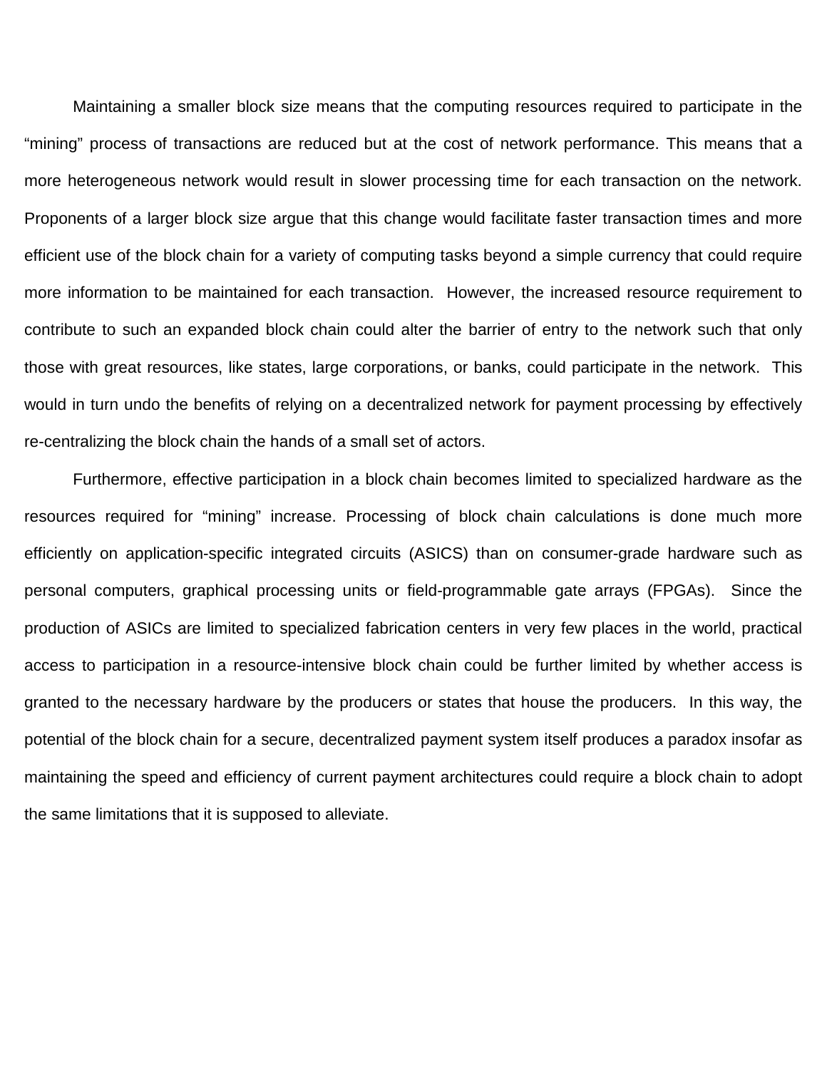Maintaining a smaller block size means that the computing resources required to participate in the "mining" process of transactions are reduced but at the cost of network performance. This means that a more heterogeneous network would result in slower processing time for each transaction on the network. Proponents of a larger block size argue that this change would facilitate faster transaction times and more efficient use of the block chain for a variety of computing tasks beyond a simple currency that could require more information to be maintained for each transaction. However, the increased resource requirement to contribute to such an expanded block chain could alter the barrier of entry to the network such that only those with great resources, like states, large corporations, or banks, could participate in the network. This would in turn undo the benefits of relying on a decentralized network for payment processing by effectively re-centralizing the block chain the hands of a small set of actors.

Furthermore, effective participation in a block chain becomes limited to specialized hardware as the resources required for "mining" increase. Processing of block chain calculations is done much more efficiently on application-specific integrated circuits (ASICS) than on consumer-grade hardware such as personal computers, graphical processing units or field-programmable gate arrays (FPGAs). Since the production of ASICs are limited to specialized fabrication centers in very few places in the world, practical access to participation in a resource-intensive block chain could be further limited by whether access is granted to the necessary hardware by the producers or states that house the producers. In this way, the potential of the block chain for a secure, decentralized payment system itself produces a paradox insofar as maintaining the speed and efficiency of current payment architectures could require a block chain to adopt the same limitations that it is supposed to alleviate.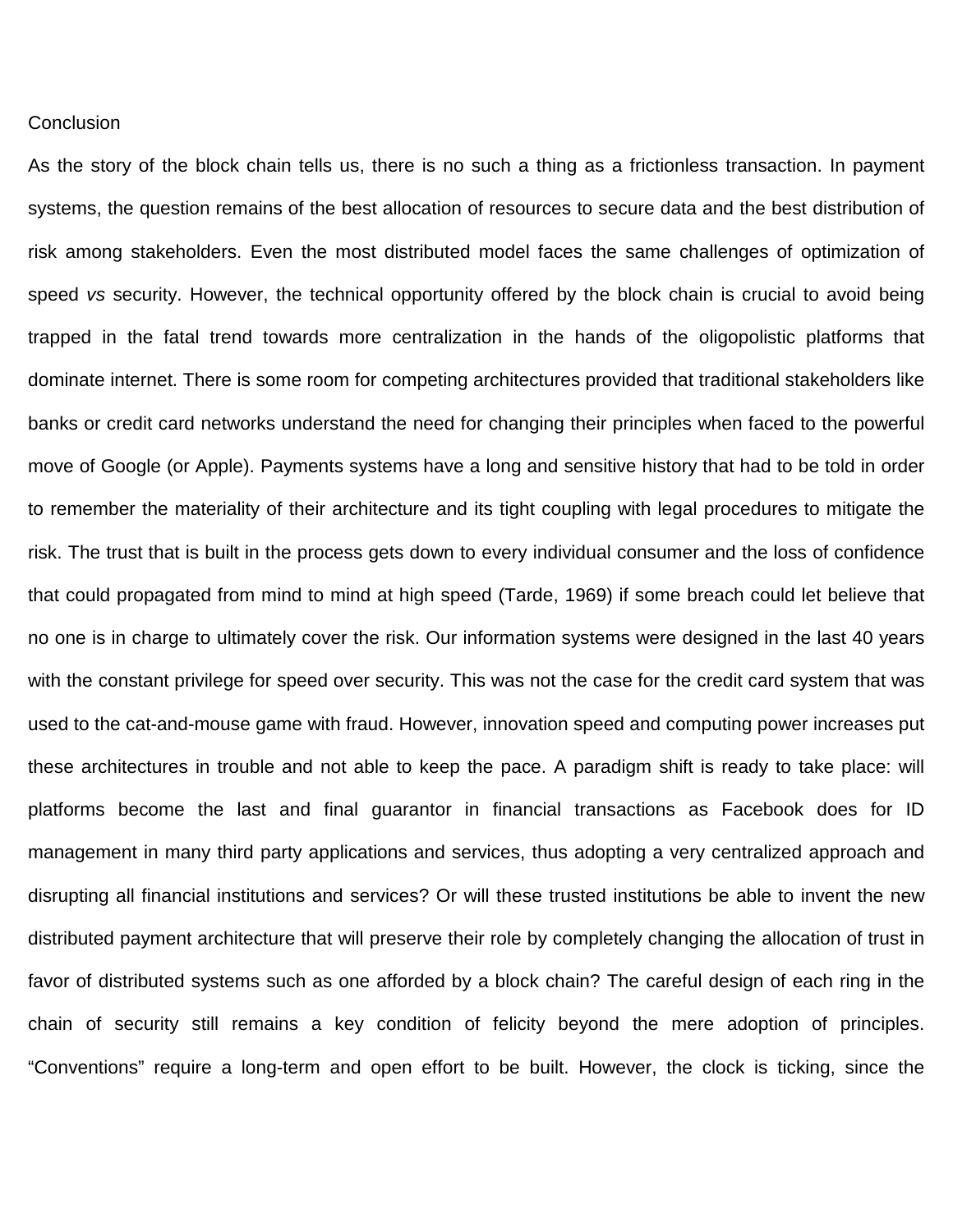# Conclusion

As the story of the block chain tells us, there is no such a thing as a frictionless transaction. In payment systems, the question remains of the best allocation of resources to secure data and the best distribution of risk among stakeholders. Even the most distributed model faces the same challenges of optimization of speed *vs* security. However, the technical opportunity offered by the block chain is crucial to avoid being trapped in the fatal trend towards more centralization in the hands of the oligopolistic platforms that dominate internet. There is some room for competing architectures provided that traditional stakeholders like banks or credit card networks understand the need for changing their principles when faced to the powerful move of Google (or Apple). Payments systems have a long and sensitive history that had to be told in order to remember the materiality of their architecture and its tight coupling with legal procedures to mitigate the risk. The trust that is built in the process gets down to every individual consumer and the loss of confidence that could propagated from mind to mind at high speed (Tarde, 1969) if some breach could let believe that no one is in charge to ultimately cover the risk. Our information systems were designed in the last 40 years with the constant privilege for speed over security. This was not the case for the credit card system that was used to the cat-and-mouse game with fraud. However, innovation speed and computing power increases put these architectures in trouble and not able to keep the pace. A paradigm shift is ready to take place: will platforms become the last and final guarantor in financial transactions as Facebook does for ID management in many third party applications and services, thus adopting a very centralized approach and disrupting all financial institutions and services? Or will these trusted institutions be able to invent the new distributed payment architecture that will preserve their role by completely changing the allocation of trust in favor of distributed systems such as one afforded by a block chain? The careful design of each ring in the chain of security still remains a key condition of felicity beyond the mere adoption of principles. “Conventions” require a long-term and open effort to be built. However, the clock is ticking, since the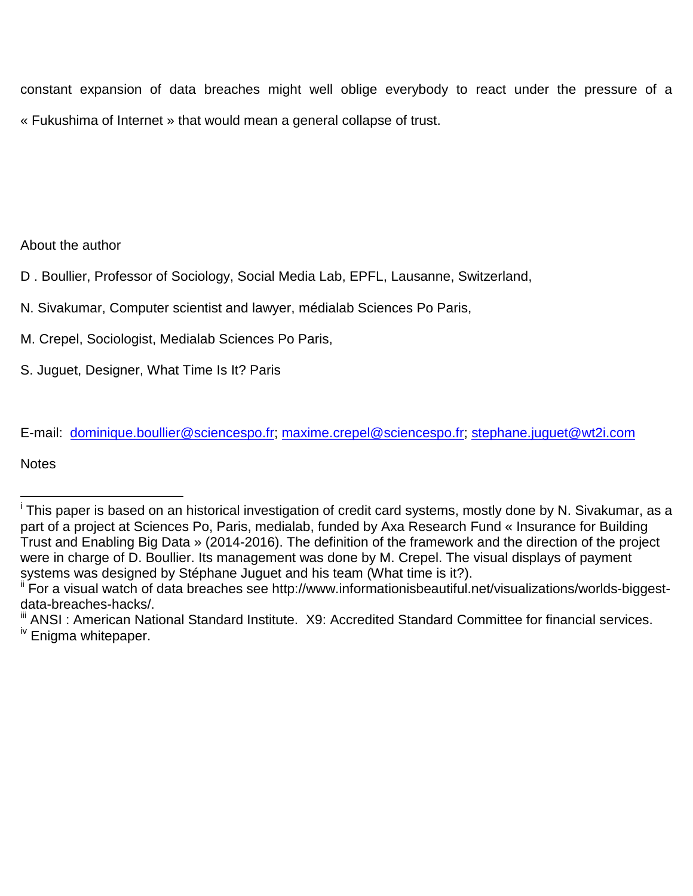constant expansion of data breaches might well oblige everybody to react under the pressure of a « Fukushima of Internet » that would mean a general collapse of trust.

About the author

D . Boullier, Professor of Sociology, Social Media Lab, EPFL, Lausanne, Switzerland,

N. Sivakumar, Computer scientist and lawyer, médialab Sciences Po Paris,

M. Crepel, Sociologist, Medialab Sciences Po Paris,

S. Juguet, Designer, What Time Is It? Paris

E-mail: dominique.boullier@sciencespo.fr; maxime.crepel@sciencespo.fr; stephane.juguet@wt2i.com

Notes

---

[i] This paper is based on an historical investigation of credit card systems, mostly done by N. Sivakumar, as a part of a project at Sciences Po, Paris, medialab, funded by Axa Research Fund « Insurance for Building Trust and Enabling Big Data » (2014-2016). The definition of the framework and the direction of the project were in charge of D. Boullier. Its management was done by M. Crepel. The visual displays of payment systems was designed by Stéphane Juguet and his team (What time is it?).

[ii] For a visual watch of data breaches see http://www.informationisbeautiful.net/visualizations/worlds-biggest-data-breaches-hacks/.

[iii] ANSI : American National Standard Institute. X9: Accredited Standard Committee for financial services.

[iv] Enigma whitepaper.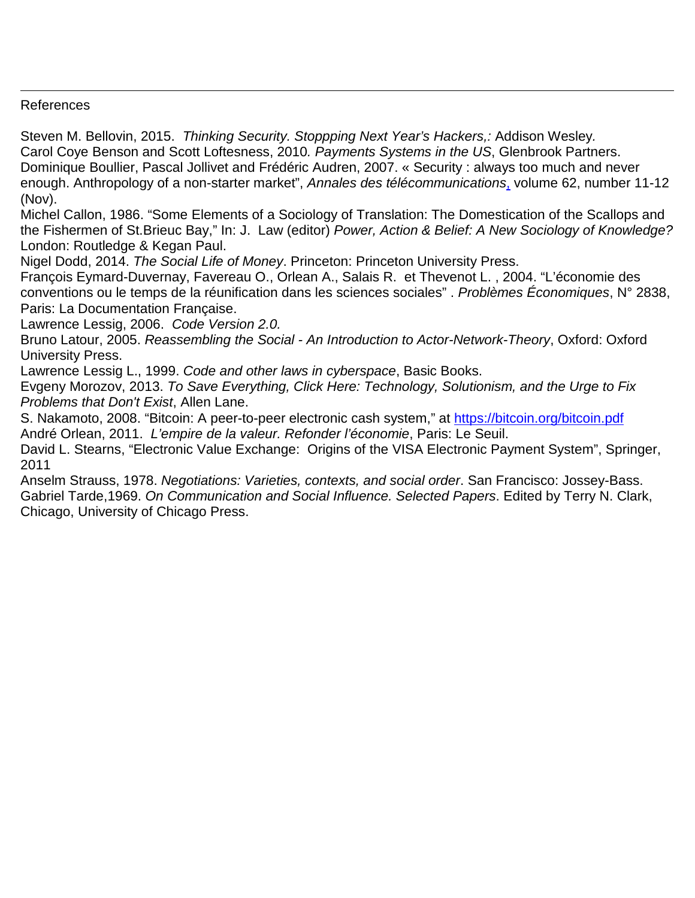References

Steven M. Bellovin, 2015. *Thinking Security. Stoppping Next Year's Hackers,:* Addison Wesley.
Carol Coye Benson and Scott Loftesness, 2010*. Payments Systems in the US*, Glenbrook Partners.
Dominique Boullier, Pascal Jollivet and Frédéric Audren, 2007. « Security : always too much and never enough. Anthropology of a non-starter market", *Annales des télécommunications*, volume 62, number 11-12 (Nov).
Michel Callon, 1986. "Some Elements of a Sociology of Translation: The Domestication of the Scallops and the Fishermen of St.Brieuc Bay," In: J. Law (editor) *Power, Action & Belief: A New Sociology of Knowledge?* London: Routledge & Kegan Paul.
Nigel Dodd, 2014. *The Social Life of Money*. Princeton: Princeton University Press.
François Eymard-Duvernay, Favereau O., Orlean A., Salais R. et Thevenot L. , 2004. "L'économie des conventions ou le temps de la réunification dans les sciences sociales" . *Problèmes Économiques*, N° 2838, Paris: La Documentation Française.
Lawrence Lessig, 2006. *Code Version 2.0.*
Bruno Latour, 2005. *Reassembling the Social - An Introduction to Actor-Network-Theory*, Oxford: Oxford University Press.
Lawrence Lessig L., 1999. *Code and other laws in cyberspace*, Basic Books.
Evgeny Morozov, 2013. *To Save Everything, Click Here: Technology, Solutionism, and the Urge to Fix Problems that Don't Exist*, Allen Lane.
S. Nakamoto, 2008. "Bitcoin: A peer-to-peer electronic cash system," at https://bitcoin.org/bitcoin.pdf
André Orlean, 2011. *L'empire de la valeur. Refonder l'économie*, Paris: Le Seuil.
David L. Stearns, "Electronic Value Exchange: Origins of the VISA Electronic Payment System", Springer, 2011
Anselm Strauss, 1978. *Negotiations: Varieties, contexts, and social order*. San Francisco: Jossey-Bass.
Gabriel Tarde,1969. *On Communication and Social Influence. Selected Papers*. Edited by Terry N. Clark, Chicago, University of Chicago Press.